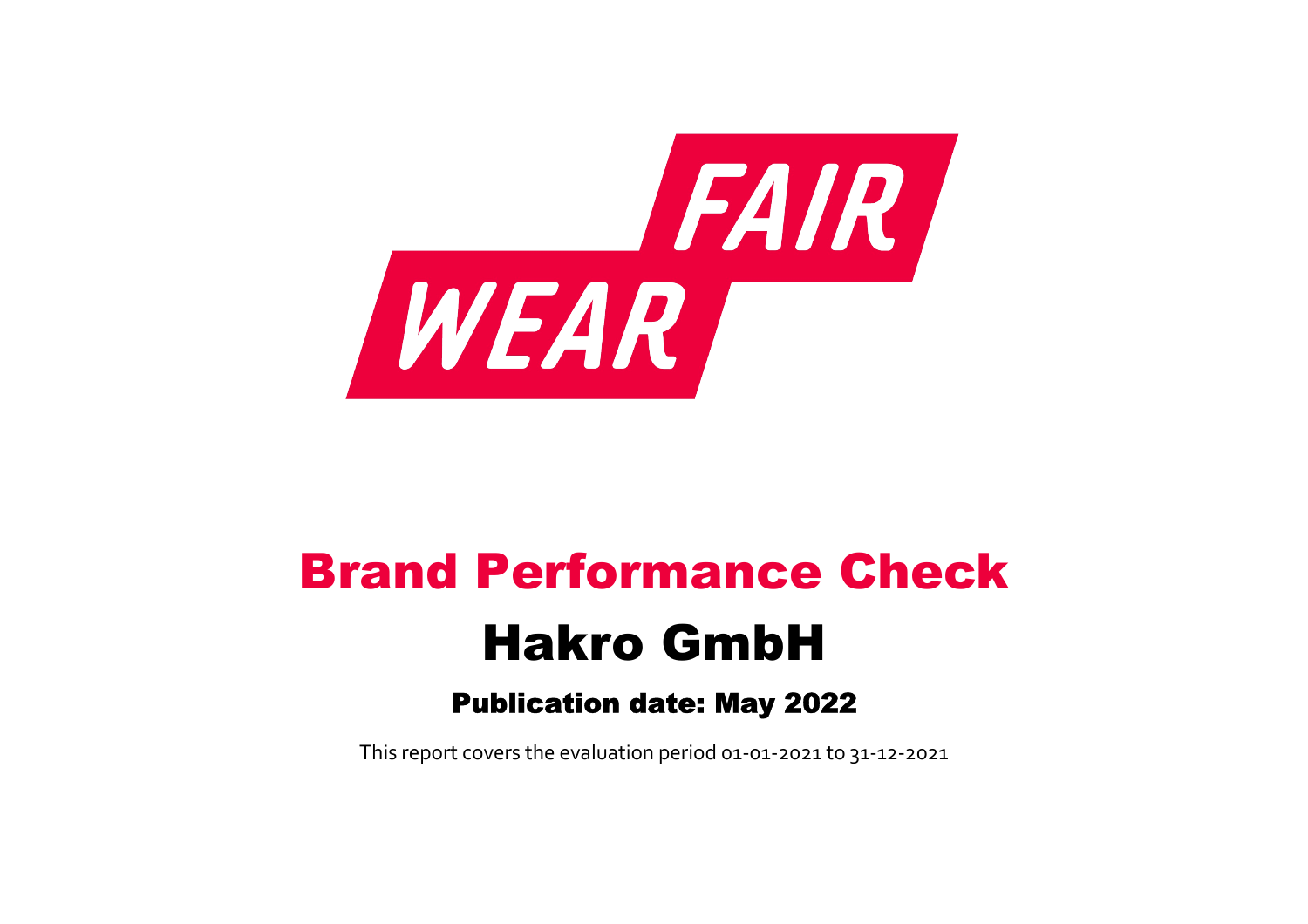FAIR WEAR

# Brand Performance Check

## Hakro GmbH

### Publication date: May 2022

This report covers the evaluation period 01-01-2021 to 31-12-2021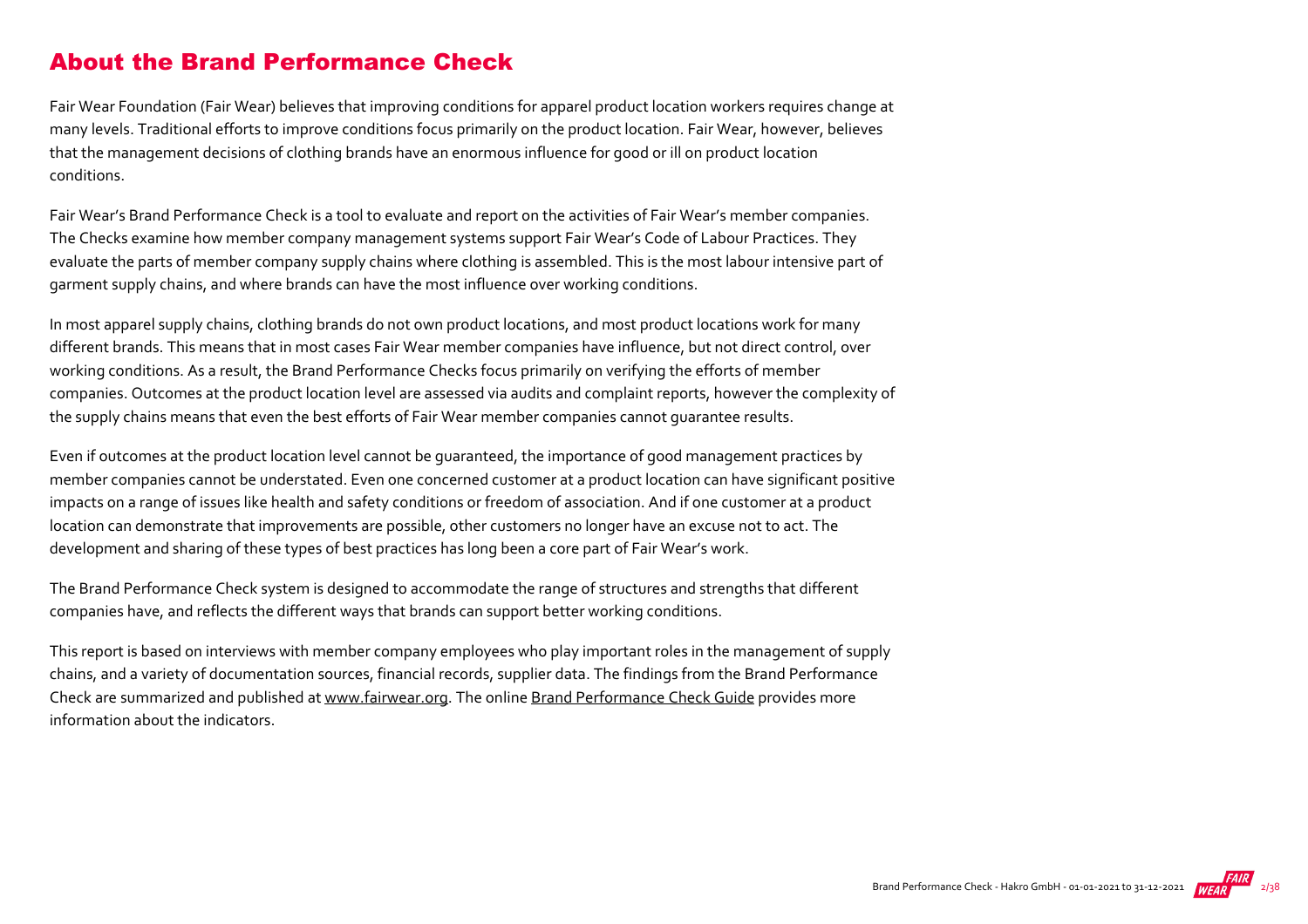## About the Brand Performance Check

Fair Wear Foundation (Fair Wear) believes that improving conditions for apparel product location workers requires change at many levels. Traditional efforts to improve conditions focus primarily on the product location. Fair Wear, however, believes that the management decisions of clothing brands have an enormous influence for good or ill on product location conditions.

Fair Wear's Brand Performance Check is a tool to evaluate and report on the activities of Fair Wear's member companies. The Checks examine how member company management systems support Fair Wear's Code of Labour Practices. They evaluate the parts of member company supply chains where clothing is assembled. This is the most labour intensive part of garment supply chains, and where brands can have the most influence over working conditions.

In most apparel supply chains, clothing brands do not own product locations, and most product locations work for many different brands. This means that in most cases Fair Wear member companies have influence, but not direct control, over working conditions. As a result, the Brand Performance Checks focus primarily on verifying the efforts of member companies. Outcomes at the product location level are assessed via audits and complaint reports, however the complexity of the supply chains means that even the best efforts of Fair Wear member companies cannot guarantee results.

Even if outcomes at the product location level cannot be guaranteed, the importance of good management practices by member companies cannot be understated. Even one concerned customer at a product location can have significant positive impacts on a range of issues like health and safety conditions or freedom of association. And if one customer at a product location can demonstrate that improvements are possible, other customers no longer have an excuse not to act. The development and sharing of these types of best practices has long been a core part of Fair Wear's work.

The Brand Performance Check system is designed to accommodate the range of structures and strengths that different companies have, and reflects the different ways that brands can support better working conditions.

This report is based on interviews with member company employees who play important roles in the management of supply chains, and a variety of documentation sources, financial records, supplier data. The findings from the Brand Performance Check are summarized and published at www.fairwear.org. The online Brand Performance Check Guide provides more information about the indicators.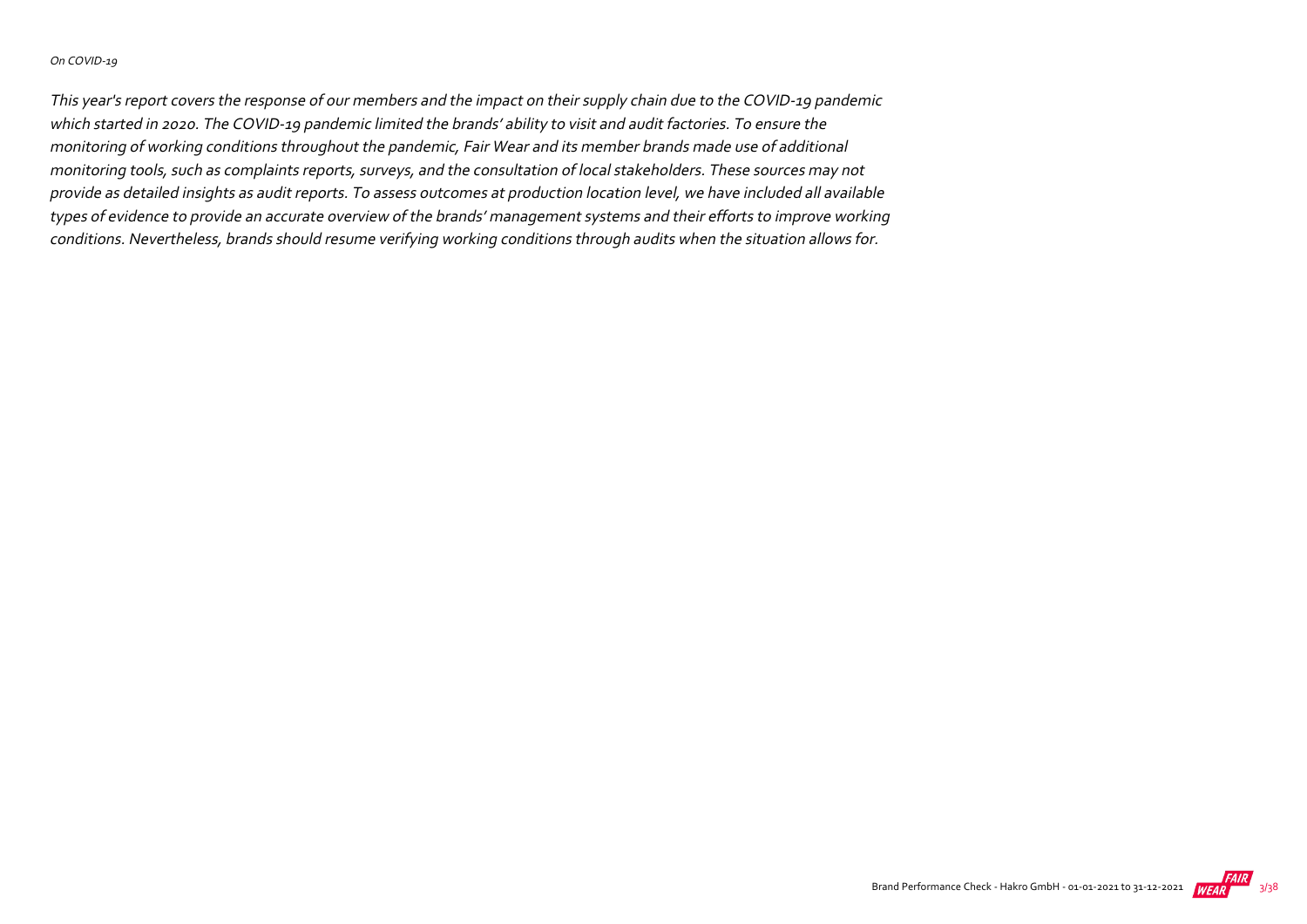*On COVID-19*

*This year's report covers the response of our members and the impact on their supply chain due to the COVID-19 pandemic which started in 2020. The COVID-19 pandemic limited the brands' ability to visit and audit factories. To ensure the monitoring of working conditions throughout the pandemic, Fair Wear and its member brands made use of additional monitoring tools, such as complaints reports, surveys, and the consultation of local stakeholders. These sources may not provide as detailed insights as audit reports. To assess outcomes at production location level, we have included all available types of evidence to provide an accurate overview of the brands' management systems and their efforts to improve working conditions. Nevertheless, brands should resume verifying working conditions through audits when the situation allows for.*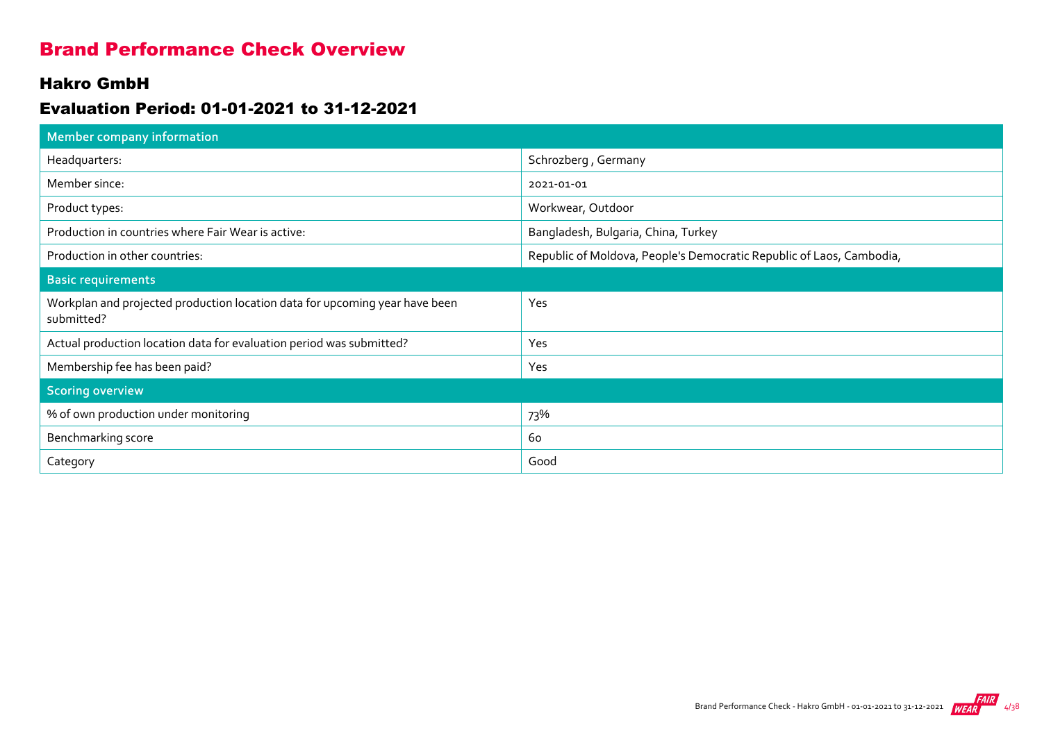# Brand Performance Check Overview

## Hakro GmbH

## Evaluation Period: 01-01-2021 to 31-12-2021

| Member company information | |
|---|---|
| Headquarters: | Schrozberg , Germany |
| Member since: | 2021-01-01 |
| Product types: | Workwear, Outdoor |
| Production in countries where Fair Wear is active: | Bangladesh, Bulgaria, China, Turkey |
| Production in other countries: | Republic of Moldova, People's Democratic Republic of Laos, Cambodia, |
| **Basic requirements** | |
| Workplan and projected production location data for upcoming year have been submitted? | Yes |
| Actual production location data for evaluation period was submitted? | Yes |
| Membership fee has been paid? | Yes |
| **Scoring overview** | |
| % of own production under monitoring | 73% |
| Benchmarking score | 60 |
| Category | Good |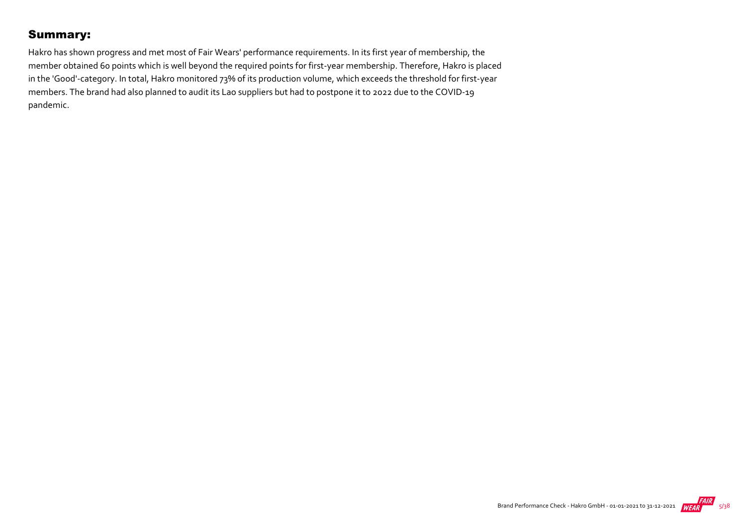## Summary:

Hakro has shown progress and met most of Fair Wears' performance requirements. In its first year of membership, the member obtained 60 points which is well beyond the required points for first-year membership. Therefore, Hakro is placed in the 'Good'-category. In total, Hakro monitored 73% of its production volume, which exceeds the threshold for first-year members. The brand had also planned to audit its Lao suppliers but had to postpone it to 2022 due to the COVID-19 pandemic.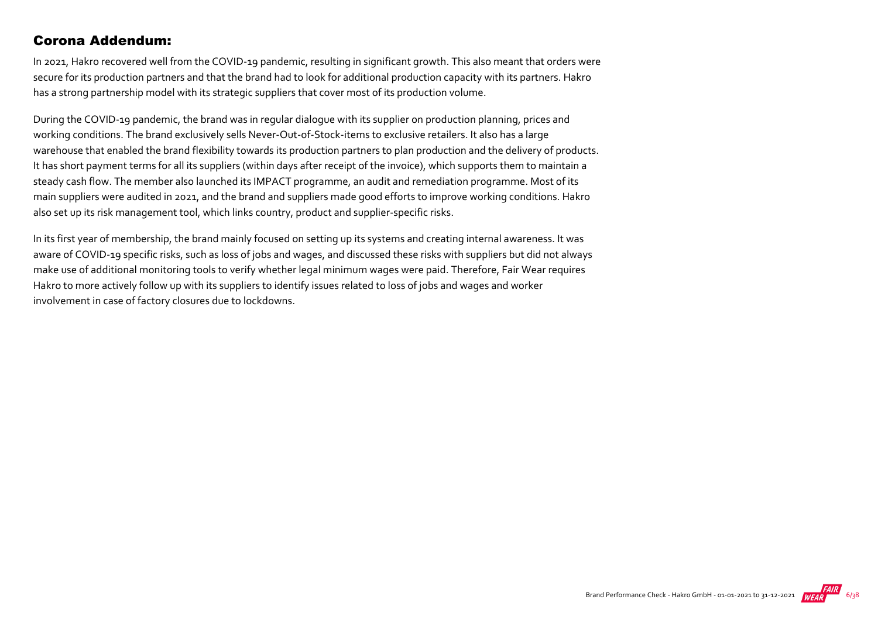## Corona Addendum:

In 2021, Hakro recovered well from the COVID-19 pandemic, resulting in significant growth. This also meant that orders were secure for its production partners and that the brand had to look for additional production capacity with its partners. Hakro has a strong partnership model with its strategic suppliers that cover most of its production volume.

During the COVID-19 pandemic, the brand was in regular dialogue with its supplier on production planning, prices and working conditions. The brand exclusively sells Never-Out-of-Stock-items to exclusive retailers. It also has a large warehouse that enabled the brand flexibility towards its production partners to plan production and the delivery of products. It has short payment terms for all its suppliers (within days after receipt of the invoice), which supports them to maintain a steady cash flow. The member also launched its IMPACT programme, an audit and remediation programme. Most of its main suppliers were audited in 2021, and the brand and suppliers made good efforts to improve working conditions. Hakro also set up its risk management tool, which links country, product and supplier-specific risks.

In its first year of membership, the brand mainly focused on setting up its systems and creating internal awareness. It was aware of COVID-19 specific risks, such as loss of jobs and wages, and discussed these risks with suppliers but did not always make use of additional monitoring tools to verify whether legal minimum wages were paid. Therefore, Fair Wear requires Hakro to more actively follow up with its suppliers to identify issues related to loss of jobs and wages and worker involvement in case of factory closures due to lockdowns.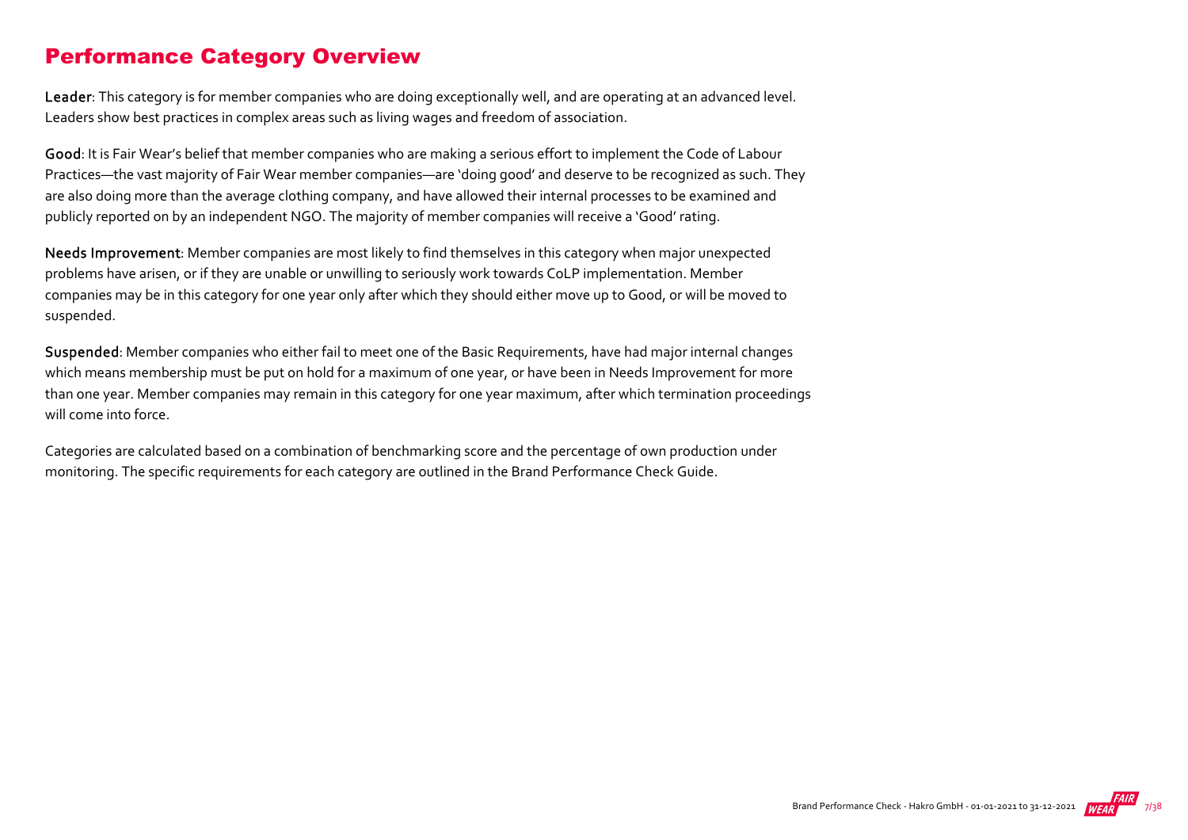## Performance Category Overview

**Leader**: This category is for member companies who are doing exceptionally well, and are operating at an advanced level. Leaders show best practices in complex areas such as living wages and freedom of association.

**Good**: It is Fair Wear's belief that member companies who are making a serious effort to implement the Code of Labour Practices—the vast majority of Fair Wear member companies—are 'doing good' and deserve to be recognized as such. They are also doing more than the average clothing company, and have allowed their internal processes to be examined and publicly reported on by an independent NGO. The majority of member companies will receive a 'Good' rating.

**Needs Improvement**: Member companies are most likely to find themselves in this category when major unexpected problems have arisen, or if they are unable or unwilling to seriously work towards CoLP implementation. Member companies may be in this category for one year only after which they should either move up to Good, or will be moved to suspended.

**Suspended**: Member companies who either fail to meet one of the Basic Requirements, have had major internal changes which means membership must be put on hold for a maximum of one year, or have been in Needs Improvement for more than one year. Member companies may remain in this category for one year maximum, after which termination proceedings will come into force.

Categories are calculated based on a combination of benchmarking score and the percentage of own production under monitoring. The specific requirements for each category are outlined in the Brand Performance Check Guide.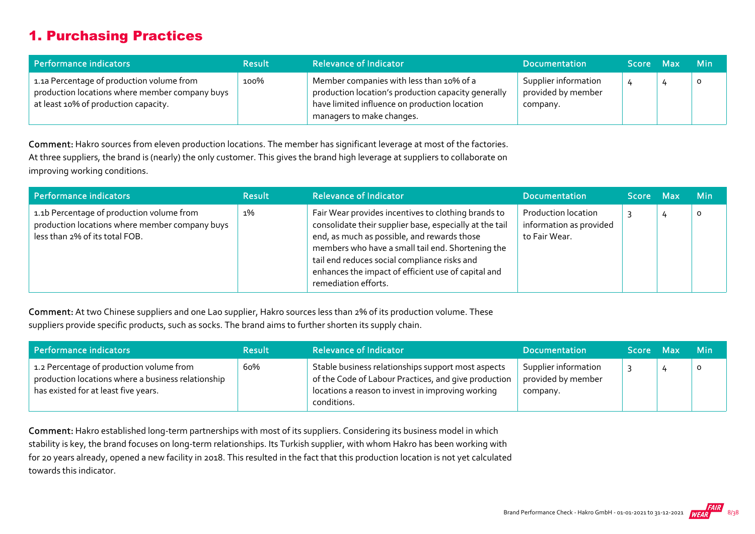## 1. Purchasing Practices

| Performance indicators | Result | Relevance of Indicator | Documentation | Score | Max | Min |
|---|---|---|---|---|---|---|
| 1.1a Percentage of production volume from production locations where member company buys at least 10% of production capacity. | 100% | Member companies with less than 10% of a production location's production capacity generally have limited influence on production location managers to make changes. | Supplier information provided by member company. | 4 | 4 | 0 |

**Comment:** Hakro sources from eleven production locations. The member has significant leverage at most of the factories. At three suppliers, the brand is (nearly) the only customer. This gives the brand high leverage at suppliers to collaborate on improving working conditions.

| Performance indicators | Result | Relevance of Indicator | Documentation | Score | Max | Min |
|---|---|---|---|---|---|---|
| 1.1b Percentage of production volume from production locations where member company buys less than 2% of its total FOB. | 1% | Fair Wear provides incentives to clothing brands to consolidate their supplier base, especially at the tail end, as much as possible, and rewards those members who have a small tail end. Shortening the tail end reduces social compliance risks and enhances the impact of efficient use of capital and remediation efforts. | Production location information as provided to Fair Wear. | 3 | 4 | 0 |

**Comment:** At two Chinese suppliers and one Lao supplier, Hakro sources less than 2% of its production volume. These suppliers provide specific products, such as socks. The brand aims to further shorten its supply chain.

| Performance indicators | Result | Relevance of Indicator | Documentation | Score | Max | Min |
|---|---|---|---|---|---|---|
| 1.2 Percentage of production volume from production locations where a business relationship has existed for at least five years. | 60% | Stable business relationships support most aspects of the Code of Labour Practices, and give production locations a reason to invest in improving working conditions. | Supplier information provided by member company. | 3 | 4 | 0 |

**Comment:** Hakro established long-term partnerships with most of its suppliers. Considering its business model in which stability is key, the brand focuses on long-term relationships. Its Turkish supplier, with whom Hakro has been working with for 20 years already, opened a new facility in 2018. This resulted in the fact that this production location is not yet calculated towards this indicator.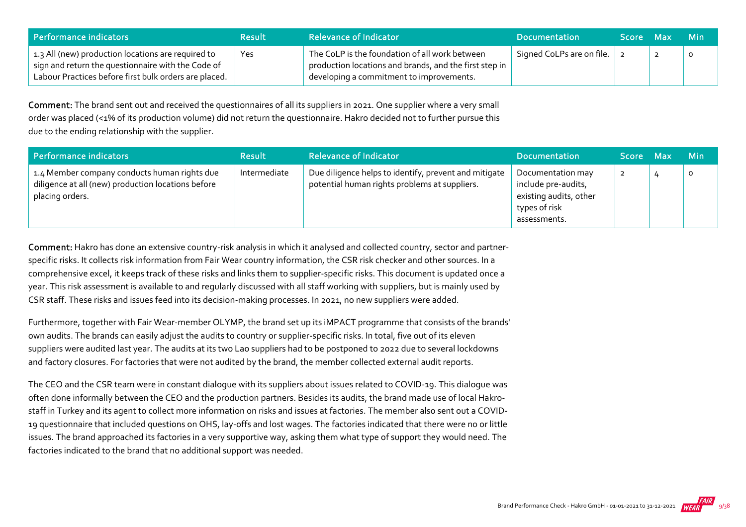| Performance indicators | Result | Relevance of Indicator | Documentation | Score | Max | Min |
|---|---|---|---|---|---|---|
| 1.3 All (new) production locations are required to sign and return the questionnaire with the Code of Labour Practices before first bulk orders are placed. | Yes | The CoLP is the foundation of all work between production locations and brands, and the first step in developing a commitment to improvements. | Signed CoLPs are on file. | 2 | 2 | 0 |

**Comment:** The brand sent out and received the questionnaires of all its suppliers in 2021. One supplier where a very small order was placed (<1% of its production volume) did not return the questionnaire. Hakro decided not to further pursue this due to the ending relationship with the supplier.

| Performance indicators | Result | Relevance of Indicator | Documentation | Score | Max | Min |
|---|---|---|---|---|---|---|
| 1.4 Member company conducts human rights due diligence at all (new) production locations before placing orders. | Intermediate | Due diligence helps to identify, prevent and mitigate potential human rights problems at suppliers. | Documentation may include pre-audits, existing audits, other types of risk assessments. | 2 | 4 | 0 |

**Comment:** Hakro has done an extensive country-risk analysis in which it analysed and collected country, sector and partner-specific risks. It collects risk information from Fair Wear country information, the CSR risk checker and other sources. In a comprehensive excel, it keeps track of these risks and links them to supplier-specific risks. This document is updated once a year. This risk assessment is available to and regularly discussed with all staff working with suppliers, but is mainly used by CSR staff. These risks and issues feed into its decision-making processes. In 2021, no new suppliers were added.

Furthermore, together with Fair Wear-member OLYMP, the brand set up its iMPACT programme that consists of the brands' own audits. The brands can easily adjust the audits to country or supplier-specific risks. In total, five out of its eleven suppliers were audited last year. The audits at its two Lao suppliers had to be postponed to 2022 due to several lockdowns and factory closures. For factories that were not audited by the brand, the member collected external audit reports.

The CEO and the CSR team were in constant dialogue with its suppliers about issues related to COVID-19. This dialogue was often done informally between the CEO and the production partners. Besides its audits, the brand made use of local Hakro-staff in Turkey and its agent to collect more information on risks and issues at factories. The member also sent out a COVID-19 questionnaire that included questions on OHS, lay-offs and lost wages. The factories indicated that there were no or little issues. The brand approached its factories in a very supportive way, asking them what type of support they would need. The factories indicated to the brand that no additional support was needed.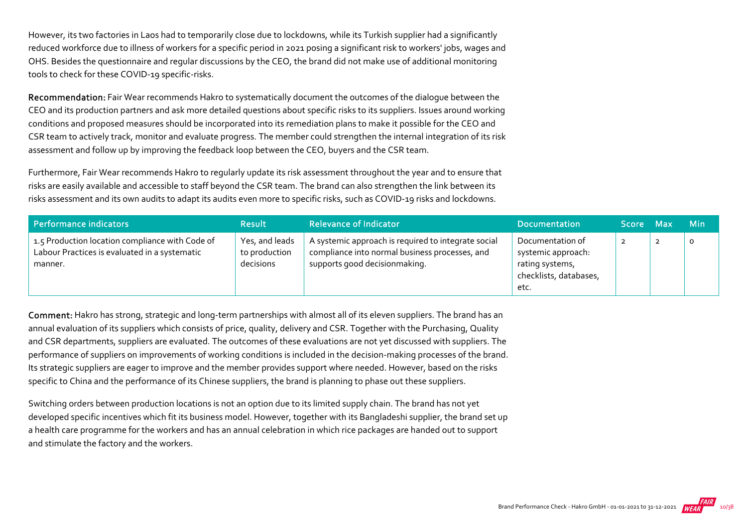However, its two factories in Laos had to temporarily close due to lockdowns, while its Turkish supplier had a significantly reduced workforce due to illness of workers for a specific period in 2021 posing a significant risk to workers' jobs, wages and OHS. Besides the questionnaire and regular discussions by the CEO, the brand did not make use of additional monitoring tools to check for these COVID-19 specific-risks.

**Recommendation:** Fair Wear recommends Hakro to systematically document the outcomes of the dialogue between the CEO and its production partners and ask more detailed questions about specific risks to its suppliers. Issues around working conditions and proposed measures should be incorporated into its remediation plans to make it possible for the CEO and CSR team to actively track, monitor and evaluate progress. The member could strengthen the internal integration of its risk assessment and follow up by improving the feedback loop between the CEO, buyers and the CSR team.

Furthermore, Fair Wear recommends Hakro to regularly update its risk assessment throughout the year and to ensure that risks are easily available and accessible to staff beyond the CSR team. The brand can also strengthen the link between its risks assessment and its own audits to adapt its audits even more to specific risks, such as COVID-19 risks and lockdowns.

| Performance indicators | Result | Relevance of Indicator | Documentation | Score | Max | Min |
|---|---|---|---|---|---|---|
| 1.5 Production location compliance with Code of Labour Practices is evaluated in a systematic manner. | Yes, and leads to production decisions | A systemic approach is required to integrate social compliance into normal business processes, and supports good decisionmaking. | Documentation of systemic approach: rating systems, checklists, databases, etc. | 2 | 2 | 0 |

**Comment:** Hakro has strong, strategic and long-term partnerships with almost all of its eleven suppliers. The brand has an annual evaluation of its suppliers which consists of price, quality, delivery and CSR. Together with the Purchasing, Quality and CSR departments, suppliers are evaluated. The outcomes of these evaluations are not yet discussed with suppliers. The performance of suppliers on improvements of working conditions is included in the decision-making processes of the brand. Its strategic suppliers are eager to improve and the member provides support where needed. However, based on the risks specific to China and the performance of its Chinese suppliers, the brand is planning to phase out these suppliers.

Switching orders between production locations is not an option due to its limited supply chain. The brand has not yet developed specific incentives which fit its business model. However, together with its Bangladeshi supplier, the brand set up a health care programme for the workers and has an annual celebration in which rice packages are handed out to support and stimulate the factory and the workers.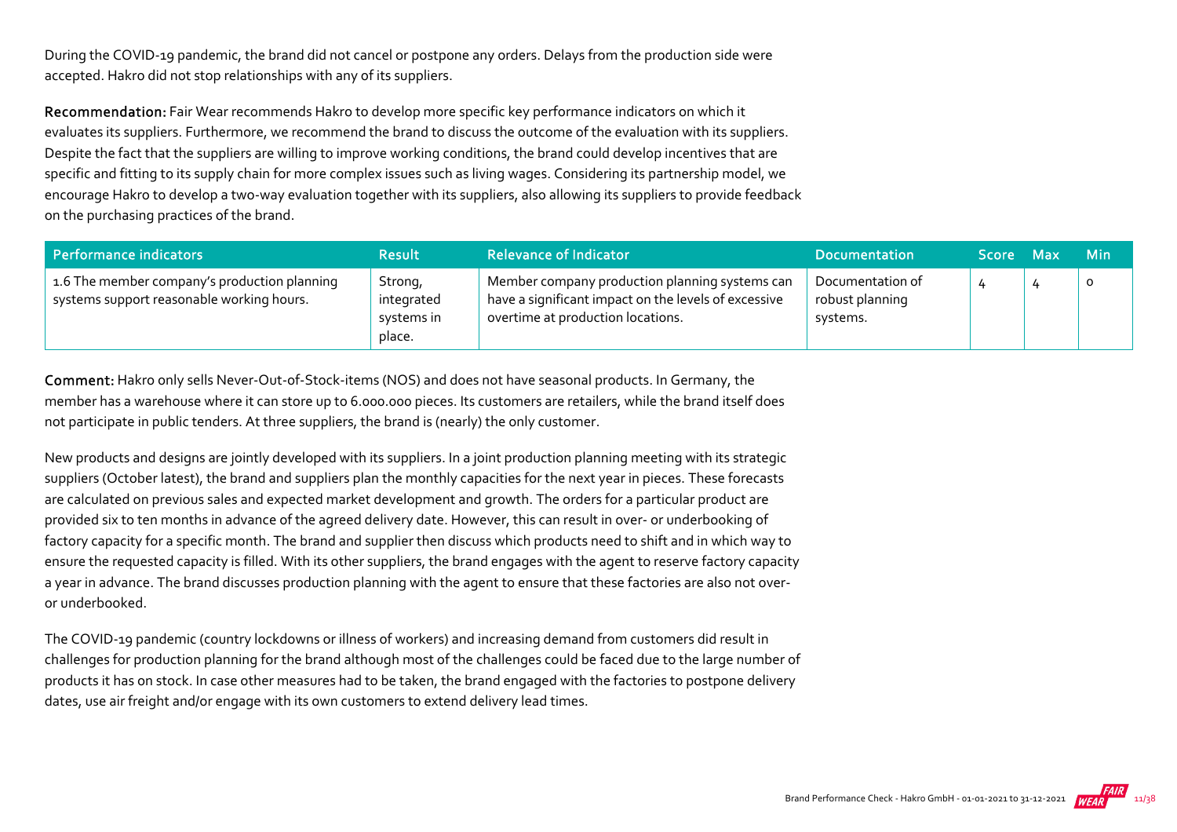During the COVID-19 pandemic, the brand did not cancel or postpone any orders. Delays from the production side were accepted. Hakro did not stop relationships with any of its suppliers.

**Recommendation:** Fair Wear recommends Hakro to develop more specific key performance indicators on which it evaluates its suppliers. Furthermore, we recommend the brand to discuss the outcome of the evaluation with its suppliers. Despite the fact that the suppliers are willing to improve working conditions, the brand could develop incentives that are specific and fitting to its supply chain for more complex issues such as living wages. Considering its partnership model, we encourage Hakro to develop a two-way evaluation together with its suppliers, also allowing its suppliers to provide feedback on the purchasing practices of the brand.

| Performance indicators | Result | Relevance of Indicator | Documentation | Score | Max | Min |
|---|---|---|---|---|---|---|
| 1.6 The member company's production planning systems support reasonable working hours. | Strong, integrated systems in place. | Member company production planning systems can have a significant impact on the levels of excessive overtime at production locations. | Documentation of robust planning systems. | 4 | 4 | 0 |

**Comment:** Hakro only sells Never-Out-of-Stock-items (NOS) and does not have seasonal products. In Germany, the member has a warehouse where it can store up to 6.000.000 pieces. Its customers are retailers, while the brand itself does not participate in public tenders. At three suppliers, the brand is (nearly) the only customer.

New products and designs are jointly developed with its suppliers. In a joint production planning meeting with its strategic suppliers (October latest), the brand and suppliers plan the monthly capacities for the next year in pieces. These forecasts are calculated on previous sales and expected market development and growth. The orders for a particular product are provided six to ten months in advance of the agreed delivery date. However, this can result in over- or underbooking of factory capacity for a specific month. The brand and supplier then discuss which products need to shift and in which way to ensure the requested capacity is filled. With its other suppliers, the brand engages with the agent to reserve factory capacity a year in advance. The brand discusses production planning with the agent to ensure that these factories are also not over- or underbooked.

The COVID-19 pandemic (country lockdowns or illness of workers) and increasing demand from customers did result in challenges for production planning for the brand although most of the challenges could be faced due to the large number of products it has on stock. In case other measures had to be taken, the brand engaged with the factories to postpone delivery dates, use air freight and/or engage with its own customers to extend delivery lead times.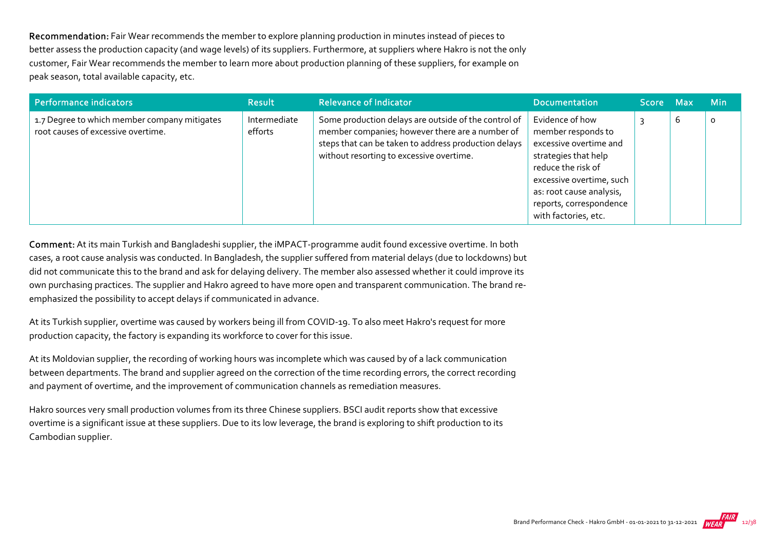**Recommendation:** Fair Wear recommends the member to explore planning production in minutes instead of pieces to better assess the production capacity (and wage levels) of its suppliers. Furthermore, at suppliers where Hakro is not the only customer, Fair Wear recommends the member to learn more about production planning of these suppliers, for example on peak season, total available capacity, etc.

| Performance indicators | Result | Relevance of Indicator | Documentation | Score | Max | Min |
|---|---|---|---|---|---|---|
| 1.7 Degree to which member company mitigates root causes of excessive overtime. | Intermediate efforts | Some production delays are outside of the control of member companies; however there are a number of steps that can be taken to address production delays without resorting to excessive overtime. | Evidence of how member responds to excessive overtime and strategies that help reduce the risk of excessive overtime, such as: root cause analysis, reports, correspondence with factories, etc. | 3 | 6 | 0 |

**Comment:** At its main Turkish and Bangladeshi supplier, the iMPACT-programme audit found excessive overtime. In both cases, a root cause analysis was conducted. In Bangladesh, the supplier suffered from material delays (due to lockdowns) but did not communicate this to the brand and ask for delaying delivery. The member also assessed whether it could improve its own purchasing practices. The supplier and Hakro agreed to have more open and transparent communication. The brand re-emphasized the possibility to accept delays if communicated in advance.

At its Turkish supplier, overtime was caused by workers being ill from COVID-19. To also meet Hakro's request for more production capacity, the factory is expanding its workforce to cover for this issue.

At its Moldovian supplier, the recording of working hours was incomplete which was caused by of a lack communication between departments. The brand and supplier agreed on the correction of the time recording errors, the correct recording and payment of overtime, and the improvement of communication channels as remediation measures.

Hakro sources very small production volumes from its three Chinese suppliers. BSCI audit reports show that excessive overtime is a significant issue at these suppliers. Due to its low leverage, the brand is exploring to shift production to its Cambodian supplier.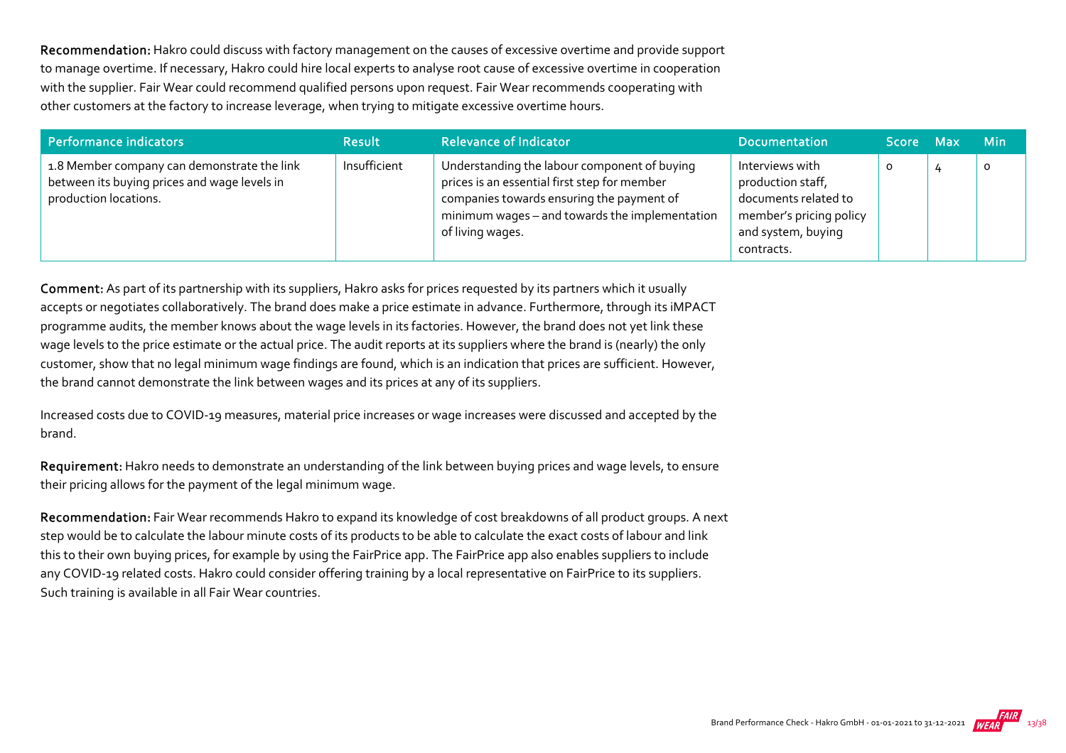**Recommendation:** Hakro could discuss with factory management on the causes of excessive overtime and provide support to manage overtime. If necessary, Hakro could hire local experts to analyse root cause of excessive overtime in cooperation with the supplier. Fair Wear could recommend qualified persons upon request. Fair Wear recommends cooperating with other customers at the factory to increase leverage, when trying to mitigate excessive overtime hours.

| Performance indicators | Result | Relevance of Indicator | Documentation | Score | Max | Min |
|---|---|---|---|---|---|---|
| 1.8 Member company can demonstrate the link between its buying prices and wage levels in production locations. | Insufficient | Understanding the labour component of buying prices is an essential first step for member companies towards ensuring the payment of minimum wages – and towards the implementation of living wages. | Interviews with production staff, documents related to member's pricing policy and system, buying contracts. | 0 | 4 | 0 |

**Comment:** As part of its partnership with its suppliers, Hakro asks for prices requested by its partners which it usually accepts or negotiates collaboratively. The brand does make a price estimate in advance. Furthermore, through its iMPACT programme audits, the member knows about the wage levels in its factories. However, the brand does not yet link these wage levels to the price estimate or the actual price. The audit reports at its suppliers where the brand is (nearly) the only customer, show that no legal minimum wage findings are found, which is an indication that prices are sufficient. However, the brand cannot demonstrate the link between wages and its prices at any of its suppliers.

Increased costs due to COVID-19 measures, material price increases or wage increases were discussed and accepted by the brand.

**Requirement:** Hakro needs to demonstrate an understanding of the link between buying prices and wage levels, to ensure their pricing allows for the payment of the legal minimum wage.

**Recommendation:** Fair Wear recommends Hakro to expand its knowledge of cost breakdowns of all product groups. A next step would be to calculate the labour minute costs of its products to be able to calculate the exact costs of labour and link this to their own buying prices, for example by using the FairPrice app. The FairPrice app also enables suppliers to include any COVID-19 related costs. Hakro could consider offering training by a local representative on FairPrice to its suppliers. Such training is available in all Fair Wear countries.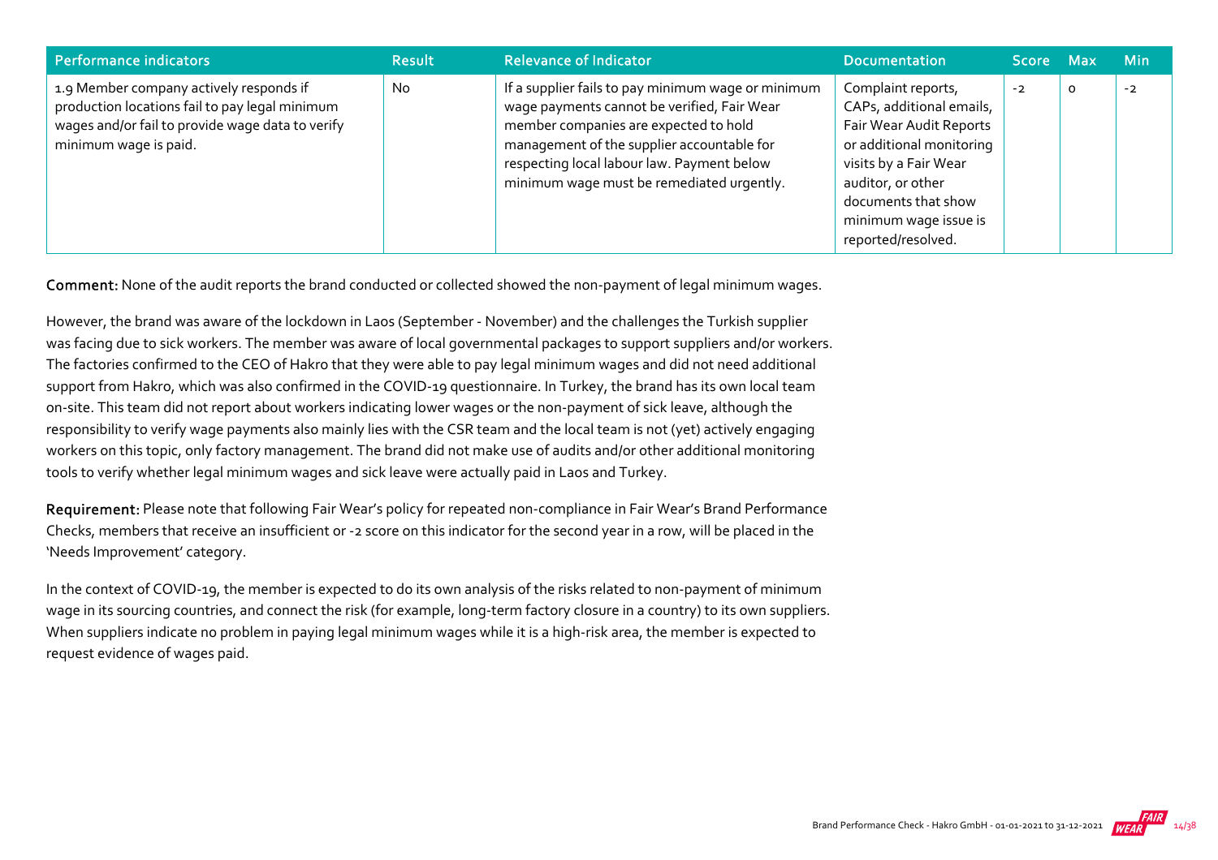| Performance indicators | Result | Relevance of Indicator | Documentation | Score | Max | Min |
|---|---|---|---|---|---|---|
| 1.9 Member company actively responds if production locations fail to pay legal minimum wages and/or fail to provide wage data to verify minimum wage is paid. | No | If a supplier fails to pay minimum wage or minimum wage payments cannot be verified, Fair Wear member companies are expected to hold management of the supplier accountable for respecting local labour law. Payment below minimum wage must be remediated urgently. | Complaint reports, CAPs, additional emails, Fair Wear Audit Reports or additional monitoring visits by a Fair Wear auditor, or other documents that show minimum wage issue is reported/resolved. | -2 | 0 | -2 |

**Comment:** None of the audit reports the brand conducted or collected showed the non-payment of legal minimum wages.

However, the brand was aware of the lockdown in Laos (September - November) and the challenges the Turkish supplier was facing due to sick workers. The member was aware of local governmental packages to support suppliers and/or workers. The factories confirmed to the CEO of Hakro that they were able to pay legal minimum wages and did not need additional support from Hakro, which was also confirmed in the COVID-19 questionnaire. In Turkey, the brand has its own local team on-site. This team did not report about workers indicating lower wages or the non-payment of sick leave, although the responsibility to verify wage payments also mainly lies with the CSR team and the local team is not (yet) actively engaging workers on this topic, only factory management. The brand did not make use of audits and/or other additional monitoring tools to verify whether legal minimum wages and sick leave were actually paid in Laos and Turkey.

**Requirement:** Please note that following Fair Wear's policy for repeated non-compliance in Fair Wear's Brand Performance Checks, members that receive an insufficient or -2 score on this indicator for the second year in a row, will be placed in the 'Needs Improvement' category.

In the context of COVID-19, the member is expected to do its own analysis of the risks related to non-payment of minimum wage in its sourcing countries, and connect the risk (for example, long-term factory closure in a country) to its own suppliers. When suppliers indicate no problem in paying legal minimum wages while it is a high-risk area, the member is expected to request evidence of wages paid.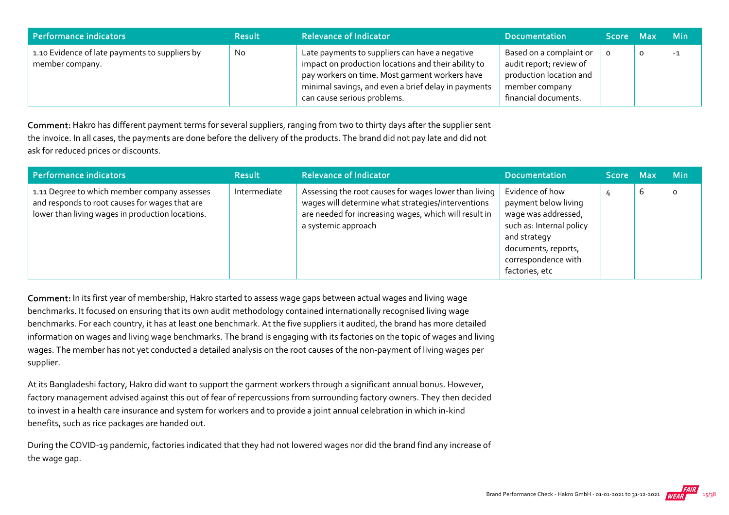| Performance indicators | Result | Relevance of Indicator | Documentation | Score | Max | Min |
|---|---|---|---|---|---|---|
| 1.10 Evidence of late payments to suppliers by member company. | No | Late payments to suppliers can have a negative impact on production locations and their ability to pay workers on time. Most garment workers have minimal savings, and even a brief delay in payments can cause serious problems. | Based on a complaint or audit report; review of production location and member company financial documents. | 0 | 0 | -1 |

**Comment:** Hakro has different payment terms for several suppliers, ranging from two to thirty days after the supplier sent the invoice. In all cases, the payments are done before the delivery of the products. The brand did not pay late and did not ask for reduced prices or discounts.

| Performance indicators | Result | Relevance of Indicator | Documentation | Score | Max | Min |
|---|---|---|---|---|---|---|
| 1.11 Degree to which member company assesses and responds to root causes for wages that are lower than living wages in production locations. | Intermediate | Assessing the root causes for wages lower than living wages will determine what strategies/interventions are needed for increasing wages, which will result in a systemic approach | Evidence of how payment below living wage was addressed, such as: Internal policy and strategy documents, reports, correspondence with factories, etc | 4 | 6 | 0 |

**Comment:** In its first year of membership, Hakro started to assess wage gaps between actual wages and living wage benchmarks. It focused on ensuring that its own audit methodology contained internationally recognised living wage benchmarks. For each country, it has at least one benchmark. At the five suppliers it audited, the brand has more detailed information on wages and living wage benchmarks. The brand is engaging with its factories on the topic of wages and living wages. The member has not yet conducted a detailed analysis on the root causes of the non-payment of living wages per supplier.

At its Bangladeshi factory, Hakro did want to support the garment workers through a significant annual bonus. However, factory management advised against this out of fear of repercussions from surrounding factory owners. They then decided to invest in a health care insurance and system for workers and to provide a joint annual celebration in which in-kind benefits, such as rice packages are handed out.

During the COVID-19 pandemic, factories indicated that they had not lowered wages nor did the brand find any increase of the wage gap.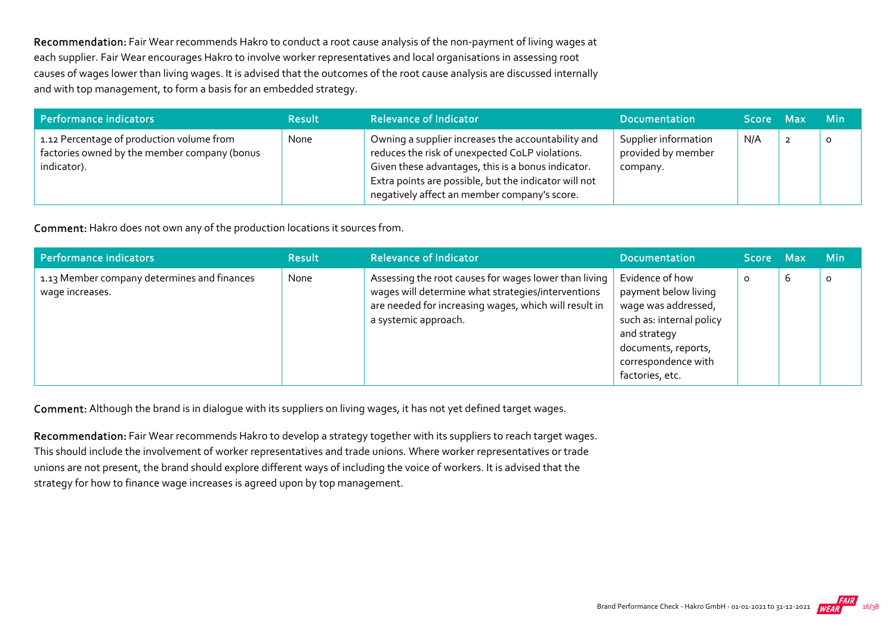**Recommendation:** Fair Wear recommends Hakro to conduct a root cause analysis of the non-payment of living wages at each supplier. Fair Wear encourages Hakro to involve worker representatives and local organisations in assessing root causes of wages lower than living wages. It is advised that the outcomes of the root cause analysis are discussed internally and with top management, to form a basis for an embedded strategy.

| Performance indicators | Result | Relevance of Indicator | Documentation | Score | Max | Min |
|---|---|---|---|---|---|---|
| 1.12 Percentage of production volume from factories owned by the member company (bonus indicator). | None | Owning a supplier increases the accountability and reduces the risk of unexpected CoLP violations. Given these advantages, this is a bonus indicator. Extra points are possible, but the indicator will not negatively affect an member company's score. | Supplier information provided by member company. | N/A | 2 | 0 |

**Comment:** Hakro does not own any of the production locations it sources from.

| Performance indicators | Result | Relevance of Indicator | Documentation | Score | Max | Min |
|---|---|---|---|---|---|---|
| 1.13 Member company determines and finances wage increases. | None | Assessing the root causes for wages lower than living wages will determine what strategies/interventions are needed for increasing wages, which will result in a systemic approach. | Evidence of how payment below living wage was addressed, such as: internal policy and strategy documents, reports, correspondence with factories, etc. | 0 | 6 | 0 |

**Comment:** Although the brand is in dialogue with its suppliers on living wages, it has not yet defined target wages.

**Recommendation:** Fair Wear recommends Hakro to develop a strategy together with its suppliers to reach target wages. This should include the involvement of worker representatives and trade unions. Where worker representatives or trade unions are not present, the brand should explore different ways of including the voice of workers. It is advised that the strategy for how to finance wage increases is agreed upon by top management.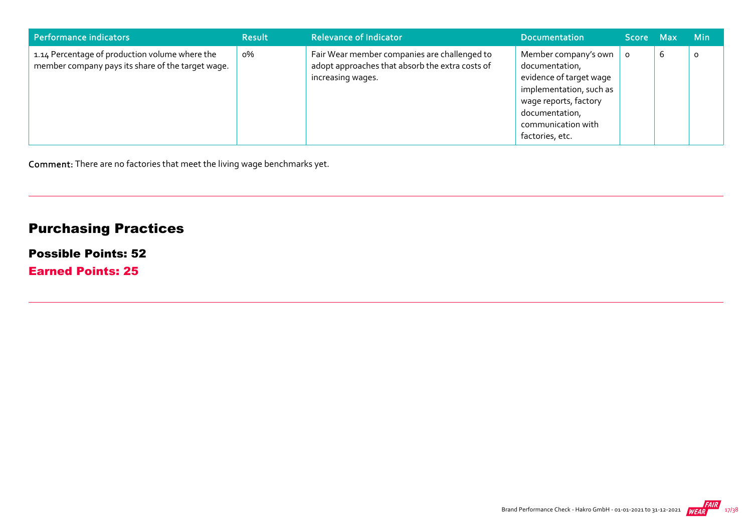| Performance indicators | Result | Relevance of Indicator | Documentation | Score | Max | Min |
|---|---|---|---|---|---|---|
| 1.14 Percentage of production volume where the member company pays its share of the target wage. | 0% | Fair Wear member companies are challenged to adopt approaches that absorb the extra costs of increasing wages. | Member company's own documentation, evidence of target wage implementation, such as wage reports, factory documentation, communication with factories, etc. | 0 | 6 | 0 |

**Comment:** There are no factories that meet the living wage benchmarks yet.

## Purchasing Practices

### Possible Points: 52

### Earned Points: 25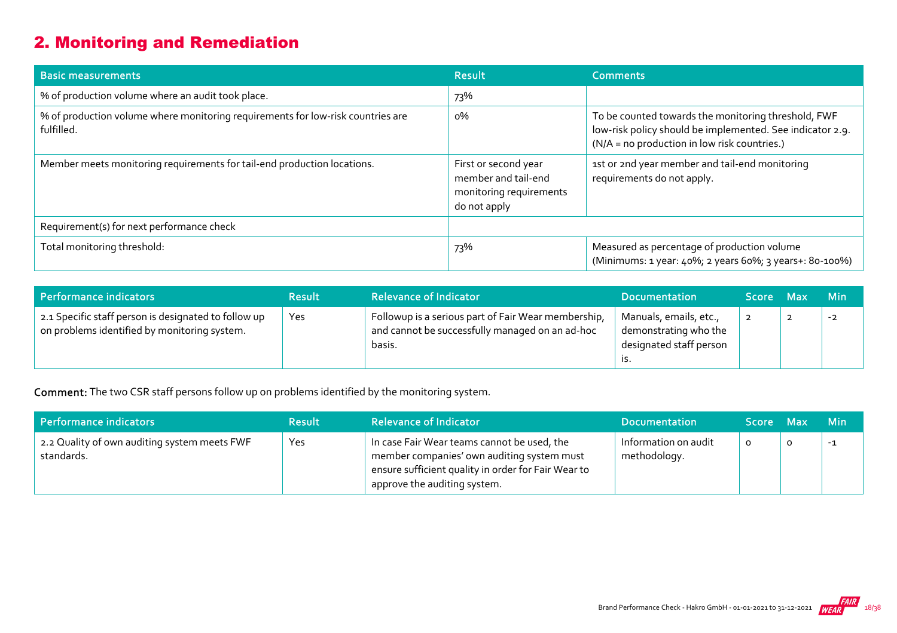## 2. Monitoring and Remediation

| Basic measurements | Result | Comments |
|---|---|---|
| % of production volume where an audit took place. | 73% | |
| % of production volume where monitoring requirements for low-risk countries are fulfilled. | 0% | To be counted towards the monitoring threshold, FWF low-risk policy should be implemented. See indicator 2.9. (N/A = no production in low risk countries.) |
| Member meets monitoring requirements for tail-end production locations. | First or second year member and tail-end monitoring requirements do not apply | 1st or 2nd year member and tail-end monitoring requirements do not apply. |
| Requirement(s) for next performance check | | |
| Total monitoring threshold: | 73% | Measured as percentage of production volume (Minimums: 1 year: 40%; 2 years 60%; 3 years+: 80-100%) |

| Performance indicators | Result | Relevance of Indicator | Documentation | Score | Max | Min |
|---|---|---|---|---|---|---|
| 2.1 Specific staff person is designated to follow up on problems identified by monitoring system. | Yes | Followup is a serious part of Fair Wear membership, and cannot be successfully managed on an ad-hoc basis. | Manuals, emails, etc., demonstrating who the designated staff person is. | 2 | 2 | -2 |

**Comment:** The two CSR staff persons follow up on problems identified by the monitoring system.

| Performance indicators | Result | Relevance of Indicator | Documentation | Score | Max | Min |
|---|---|---|---|---|---|---|
| 2.2 Quality of own auditing system meets FWF standards. | Yes | In case Fair Wear teams cannot be used, the member companies' own auditing system must ensure sufficient quality in order for Fair Wear to approve the auditing system. | Information on audit methodology. | 0 | 0 | -1 |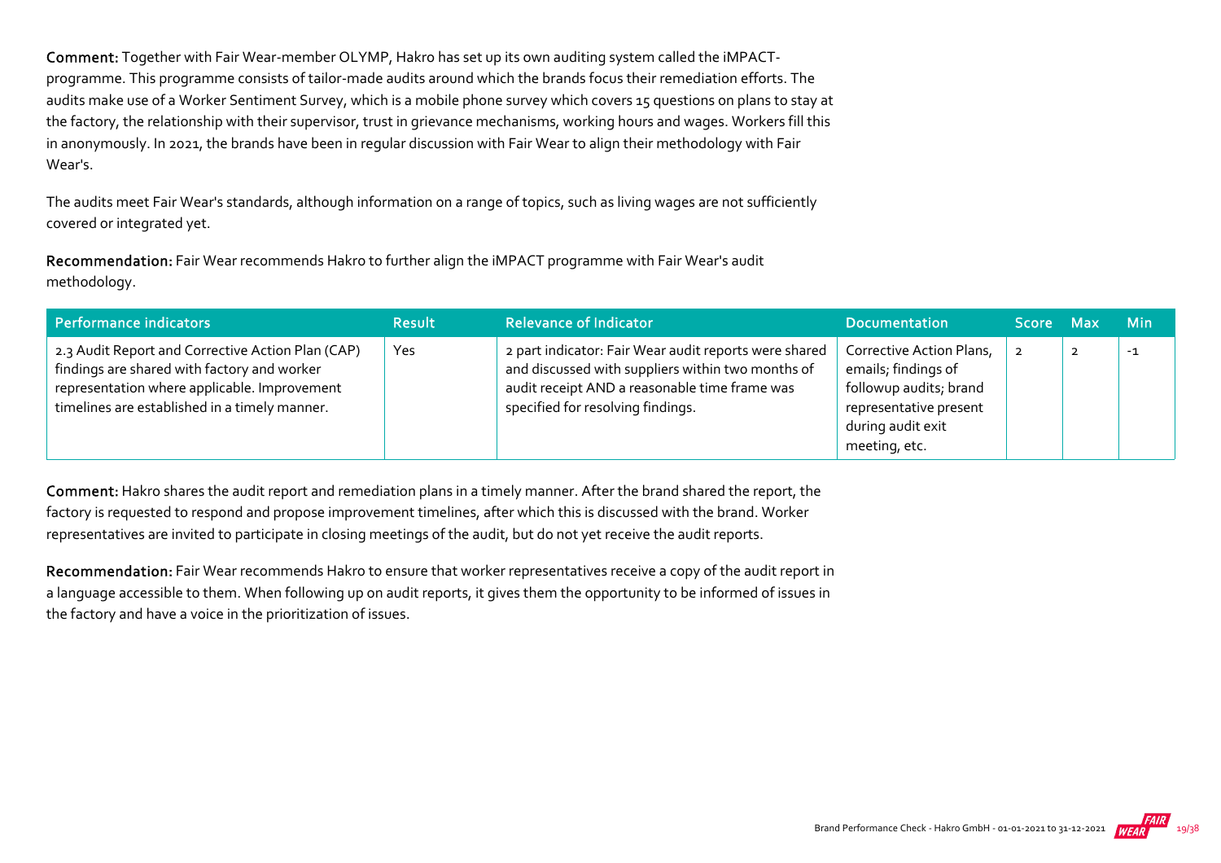**Comment:** Together with Fair Wear-member OLYMP, Hakro has set up its own auditing system called the iMPACT-programme. This programme consists of tailor-made audits around which the brands focus their remediation efforts. The audits make use of a Worker Sentiment Survey, which is a mobile phone survey which covers 15 questions on plans to stay at the factory, the relationship with their supervisor, trust in grievance mechanisms, working hours and wages. Workers fill this in anonymously. In 2021, the brands have been in regular discussion with Fair Wear to align their methodology with Fair Wear's.

The audits meet Fair Wear's standards, although information on a range of topics, such as living wages are not sufficiently covered or integrated yet.

**Recommendation:** Fair Wear recommends Hakro to further align the iMPACT programme with Fair Wear's audit methodology.

| Performance indicators | Result | Relevance of Indicator | Documentation | Score | Max | Min |
|---|---|---|---|---|---|---|
| 2.3 Audit Report and Corrective Action Plan (CAP) findings are shared with factory and worker representation where applicable. Improvement timelines are established in a timely manner. | Yes | 2 part indicator: Fair Wear audit reports were shared and discussed with suppliers within two months of audit receipt AND a reasonable time frame was specified for resolving findings. | Corrective Action Plans, emails; findings of followup audits; brand representative present during audit exit meeting, etc. | 2 | 2 | -1 |

**Comment:** Hakro shares the audit report and remediation plans in a timely manner. After the brand shared the report, the factory is requested to respond and propose improvement timelines, after which this is discussed with the brand. Worker representatives are invited to participate in closing meetings of the audit, but do not yet receive the audit reports.

**Recommendation:** Fair Wear recommends Hakro to ensure that worker representatives receive a copy of the audit report in a language accessible to them. When following up on audit reports, it gives them the opportunity to be informed of issues in the factory and have a voice in the prioritization of issues.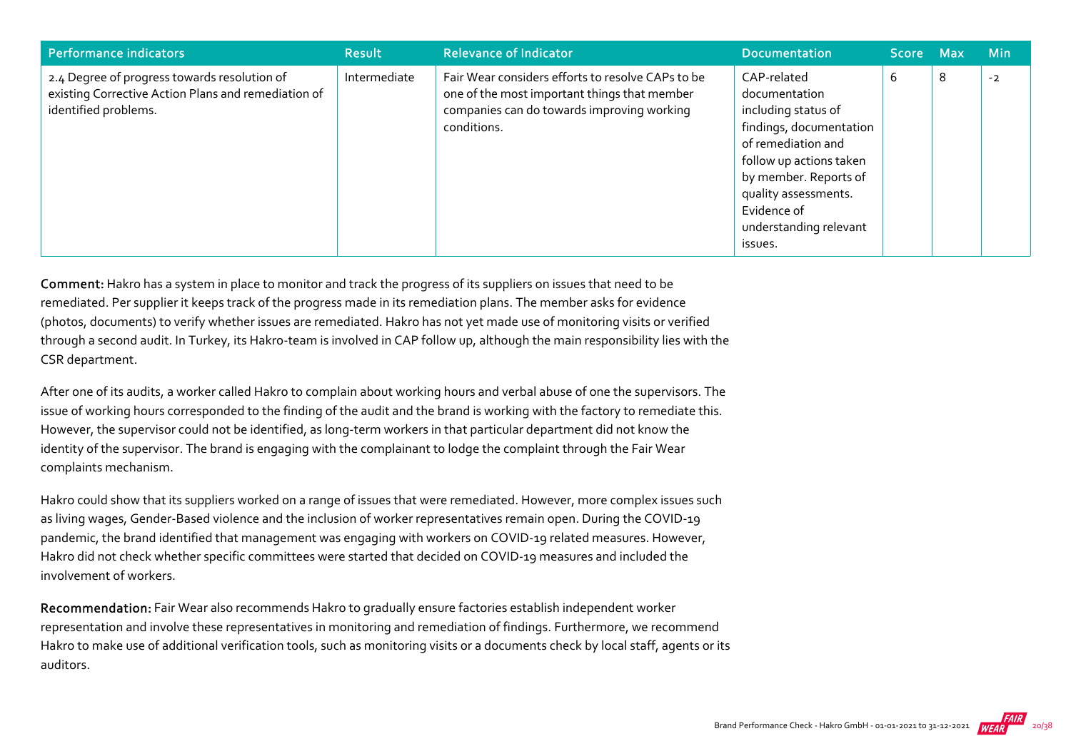| Performance indicators | Result | Relevance of Indicator | Documentation | Score | Max | Min |
|---|---|---|---|---|---|---|
| 2.4 Degree of progress towards resolution of existing Corrective Action Plans and remediation of identified problems. | Intermediate | Fair Wear considers efforts to resolve CAPs to be one of the most important things that member companies can do towards improving working conditions. | CAP-related documentation including status of findings, documentation of remediation and follow up actions taken by member. Reports of quality assessments. Evidence of understanding relevant issues. | 6 | 8 | -2 |

**Comment:** Hakro has a system in place to monitor and track the progress of its suppliers on issues that need to be remediated. Per supplier it keeps track of the progress made in its remediation plans. The member asks for evidence (photos, documents) to verify whether issues are remediated. Hakro has not yet made use of monitoring visits or verified through a second audit. In Turkey, its Hakro-team is involved in CAP follow up, although the main responsibility lies with the CSR department.

After one of its audits, a worker called Hakro to complain about working hours and verbal abuse of one the supervisors. The issue of working hours corresponded to the finding of the audit and the brand is working with the factory to remediate this. However, the supervisor could not be identified, as long-term workers in that particular department did not know the identity of the supervisor. The brand is engaging with the complainant to lodge the complaint through the Fair Wear complaints mechanism.

Hakro could show that its suppliers worked on a range of issues that were remediated. However, more complex issues such as living wages, Gender-Based violence and the inclusion of worker representatives remain open. During the COVID-19 pandemic, the brand identified that management was engaging with workers on COVID-19 related measures. However, Hakro did not check whether specific committees were started that decided on COVID-19 measures and included the involvement of workers.

**Recommendation:** Fair Wear also recommends Hakro to gradually ensure factories establish independent worker representation and involve these representatives in monitoring and remediation of findings. Furthermore, we recommend Hakro to make use of additional verification tools, such as monitoring visits or a documents check by local staff, agents or its auditors.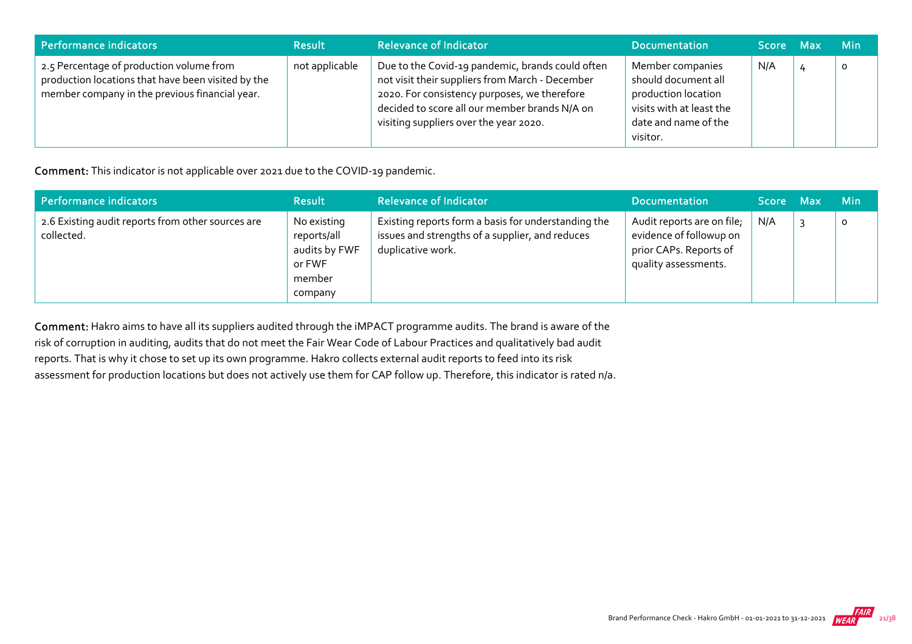| Performance indicators | Result | Relevance of Indicator | Documentation | Score | Max | Min |
|---|---|---|---|---|---|---|
| 2.5 Percentage of production volume from production locations that have been visited by the member company in the previous financial year. | not applicable | Due to the Covid-19 pandemic, brands could often not visit their suppliers from March - December 2020. For consistency purposes, we therefore decided to score all our member brands N/A on visiting suppliers over the year 2020. | Member companies should document all production location visits with at least the date and name of the visitor. | N/A | 4 | 0 |

**Comment:** This indicator is not applicable over 2021 due to the COVID-19 pandemic.

| Performance indicators | Result | Relevance of Indicator | Documentation | Score | Max | Min |
|---|---|---|---|---|---|---|
| 2.6 Existing audit reports from other sources are collected. | No existing reports/all audits by FWF or FWF member company | Existing reports form a basis for understanding the issues and strengths of a supplier, and reduces duplicative work. | Audit reports are on file; evidence of followup on prior CAPs. Reports of quality assessments. | N/A | 3 | 0 |

**Comment:** Hakro aims to have all its suppliers audited through the iMPACT programme audits. The brand is aware of the risk of corruption in auditing, audits that do not meet the Fair Wear Code of Labour Practices and qualitatively bad audit reports. That is why it chose to set up its own programme. Hakro collects external audit reports to feed into its risk assessment for production locations but does not actively use them for CAP follow up. Therefore, this indicator is rated n/a.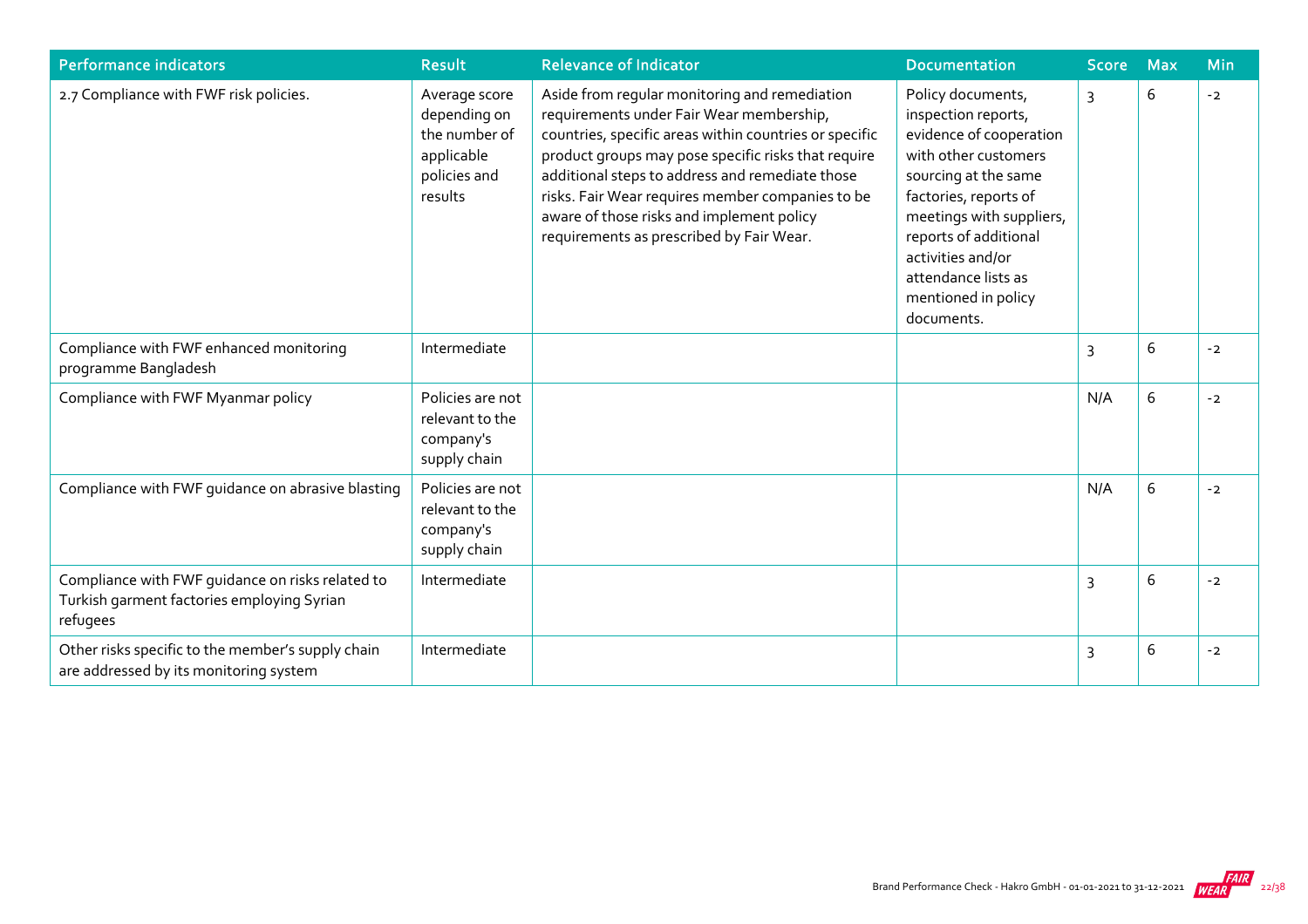| Performance indicators | Result | Relevance of Indicator | Documentation | Score | Max | Min |
|---|---|---|---|---|---|---|
| 2.7 Compliance with FWF risk policies. | Average score depending on the number of applicable policies and results | Aside from regular monitoring and remediation requirements under Fair Wear membership, countries, specific areas within countries or specific product groups may pose specific risks that require additional steps to address and remediate those risks. Fair Wear requires member companies to be aware of those risks and implement policy requirements as prescribed by Fair Wear. | Policy documents, inspection reports, evidence of cooperation with other customers sourcing at the same factories, reports of meetings with suppliers, reports of additional activities and/or attendance lists as mentioned in policy documents. | 3 | 6 | -2 |
| Compliance with FWF enhanced monitoring programme Bangladesh | Intermediate | | | 3 | 6 | -2 |
| Compliance with FWF Myanmar policy | Policies are not relevant to the company's supply chain | | | N/A | 6 | -2 |
| Compliance with FWF guidance on abrasive blasting | Policies are not relevant to the company's supply chain | | | N/A | 6 | -2 |
| Compliance with FWF guidance on risks related to Turkish garment factories employing Syrian refugees | Intermediate | | | 3 | 6 | -2 |
| Other risks specific to the member's supply chain are addressed by its monitoring system | Intermediate | | | 3 | 6 | -2 |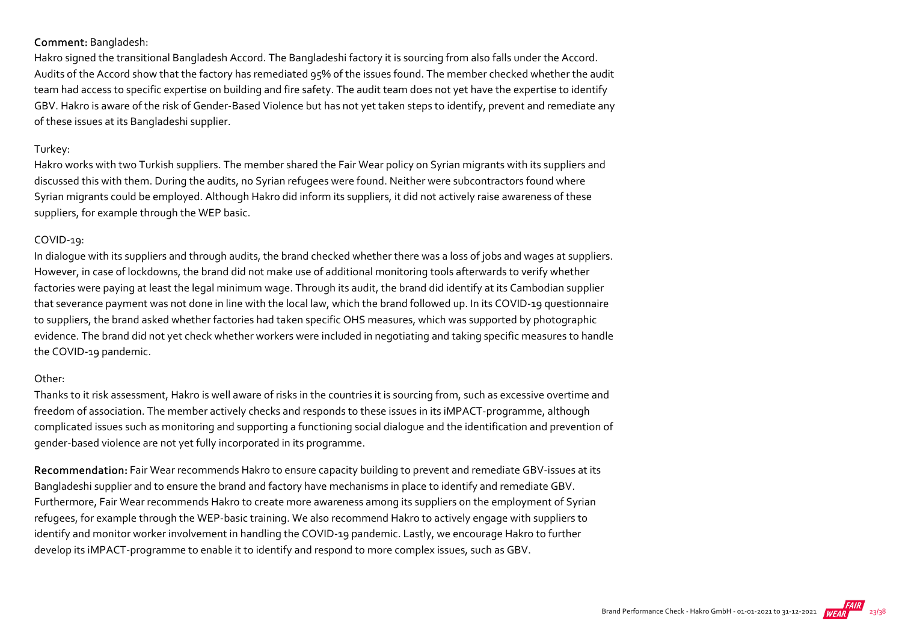**Comment:** Bangladesh:

Hakro signed the transitional Bangladesh Accord. The Bangladeshi factory it is sourcing from also falls under the Accord. Audits of the Accord show that the factory has remediated 95% of the issues found. The member checked whether the audit team had access to specific expertise on building and fire safety. The audit team does not yet have the expertise to identify GBV. Hakro is aware of the risk of Gender-Based Violence but has not yet taken steps to identify, prevent and remediate any of these issues at its Bangladeshi supplier.

Turkey:

Hakro works with two Turkish suppliers. The member shared the Fair Wear policy on Syrian migrants with its suppliers and discussed this with them. During the audits, no Syrian refugees were found. Neither were subcontractors found where Syrian migrants could be employed. Although Hakro did inform its suppliers, it did not actively raise awareness of these suppliers, for example through the WEP basic.

COVID-19:

In dialogue with its suppliers and through audits, the brand checked whether there was a loss of jobs and wages at suppliers. However, in case of lockdowns, the brand did not make use of additional monitoring tools afterwards to verify whether factories were paying at least the legal minimum wage. Through its audit, the brand did identify at its Cambodian supplier that severance payment was not done in line with the local law, which the brand followed up. In its COVID-19 questionnaire to suppliers, the brand asked whether factories had taken specific OHS measures, which was supported by photographic evidence. The brand did not yet check whether workers were included in negotiating and taking specific measures to handle the COVID-19 pandemic.

Other:

Thanks to it risk assessment, Hakro is well aware of risks in the countries it is sourcing from, such as excessive overtime and freedom of association. The member actively checks and responds to these issues in its iMPACT-programme, although complicated issues such as monitoring and supporting a functioning social dialogue and the identification and prevention of gender-based violence are not yet fully incorporated in its programme.

**Recommendation:** Fair Wear recommends Hakro to ensure capacity building to prevent and remediate GBV-issues at its Bangladeshi supplier and to ensure the brand and factory have mechanisms in place to identify and remediate GBV. Furthermore, Fair Wear recommends Hakro to create more awareness among its suppliers on the employment of Syrian refugees, for example through the WEP-basic training. We also recommend Hakro to actively engage with suppliers to identify and monitor worker involvement in handling the COVID-19 pandemic. Lastly, we encourage Hakro to further develop its iMPACT-programme to enable it to identify and respond to more complex issues, such as GBV.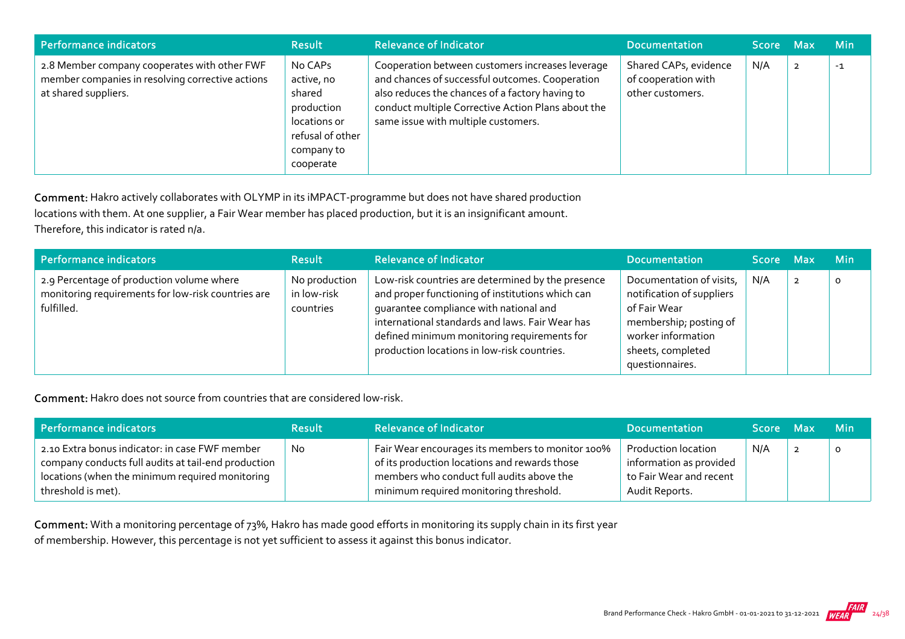| Performance indicators | Result | Relevance of Indicator | Documentation | Score | Max | Min |
|---|---|---|---|---|---|---|
| 2.8 Member company cooperates with other FWF member companies in resolving corrective actions at shared suppliers. | No CAPs active, no shared production locations or refusal of other company to cooperate | Cooperation between customers increases leverage and chances of successful outcomes. Cooperation also reduces the chances of a factory having to conduct multiple Corrective Action Plans about the same issue with multiple customers. | Shared CAPs, evidence of cooperation with other customers. | N/A | 2 | -1 |

**Comment:** Hakro actively collaborates with OLYMP in its iMPACT-programme but does not have shared production locations with them. At one supplier, a Fair Wear member has placed production, but it is an insignificant amount. Therefore, this indicator is rated n/a.

| Performance indicators | Result | Relevance of Indicator | Documentation | Score | Max | Min |
|---|---|---|---|---|---|---|
| 2.9 Percentage of production volume where monitoring requirements for low-risk countries are fulfilled. | No production in low-risk countries | Low-risk countries are determined by the presence and proper functioning of institutions which can guarantee compliance with national and international standards and laws. Fair Wear has defined minimum monitoring requirements for production locations in low-risk countries. | Documentation of visits, notification of suppliers of Fair Wear membership; posting of worker information sheets, completed questionnaires. | N/A | 2 | 0 |

**Comment:** Hakro does not source from countries that are considered low-risk.

| Performance indicators | Result | Relevance of Indicator | Documentation | Score | Max | Min |
|---|---|---|---|---|---|---|
| 2.10 Extra bonus indicator: in case FWF member company conducts full audits at tail-end production locations (when the minimum required monitoring threshold is met). | No | Fair Wear encourages its members to monitor 100% of its production locations and rewards those members who conduct full audits above the minimum required monitoring threshold. | Production location information as provided to Fair Wear and recent Audit Reports. | N/A | 2 | 0 |

**Comment:** With a monitoring percentage of 73%, Hakro has made good efforts in monitoring its supply chain in its first year of membership. However, this percentage is not yet sufficient to assess it against this bonus indicator.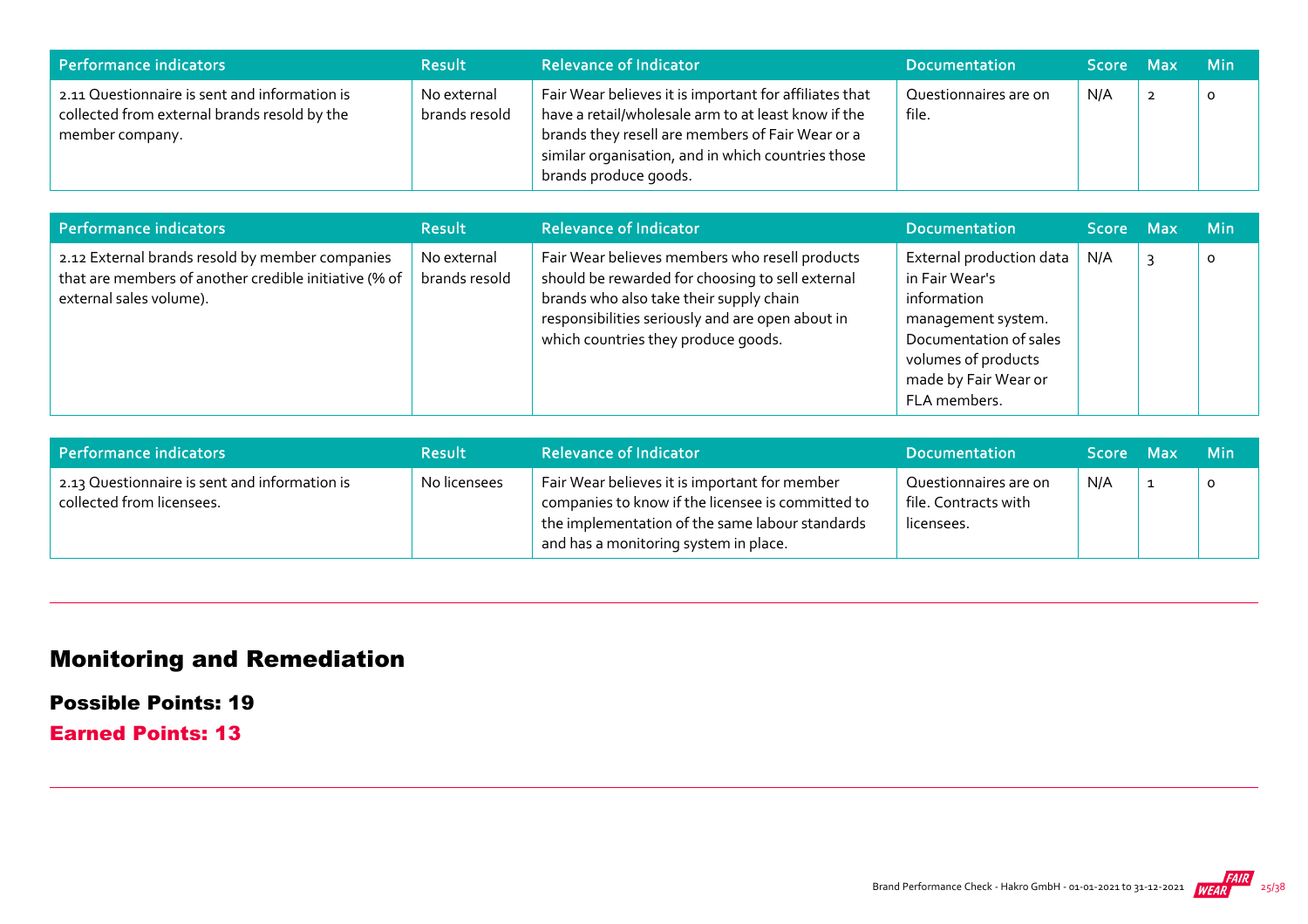| Performance indicators | Result | Relevance of Indicator | Documentation | Score | Max | Min |
|---|---|---|---|---|---|---|
| 2.11 Questionnaire is sent and information is collected from external brands resold by the member company. | No external brands resold | Fair Wear believes it is important for affiliates that have a retail/wholesale arm to at least know if the brands they resell are members of Fair Wear or a similar organisation, and in which countries those brands produce goods. | Questionnaires are on file. | N/A | 2 | 0 |

| Performance indicators | Result | Relevance of Indicator | Documentation | Score | Max | Min |
|---|---|---|---|---|---|---|
| 2.12 External brands resold by member companies that are members of another credible initiative (% of external sales volume). | No external brands resold | Fair Wear believes members who resell products should be rewarded for choosing to sell external brands who also take their supply chain responsibilities seriously and are open about in which countries they produce goods. | External production data in Fair Wear's information management system. Documentation of sales volumes of products made by Fair Wear or FLA members. | N/A | 3 | 0 |

| Performance indicators | Result | Relevance of Indicator | Documentation | Score | Max | Min |
|---|---|---|---|---|---|---|
| 2.13 Questionnaire is sent and information is collected from licensees. | No licensees | Fair Wear believes it is important for member companies to know if the licensee is committed to the implementation of the same labour standards and has a monitoring system in place. | Questionnaires are on file. Contracts with licensees. | N/A | 1 | 0 |

## Monitoring and Remediation

**Possible Points: 19**

**Earned Points: 13**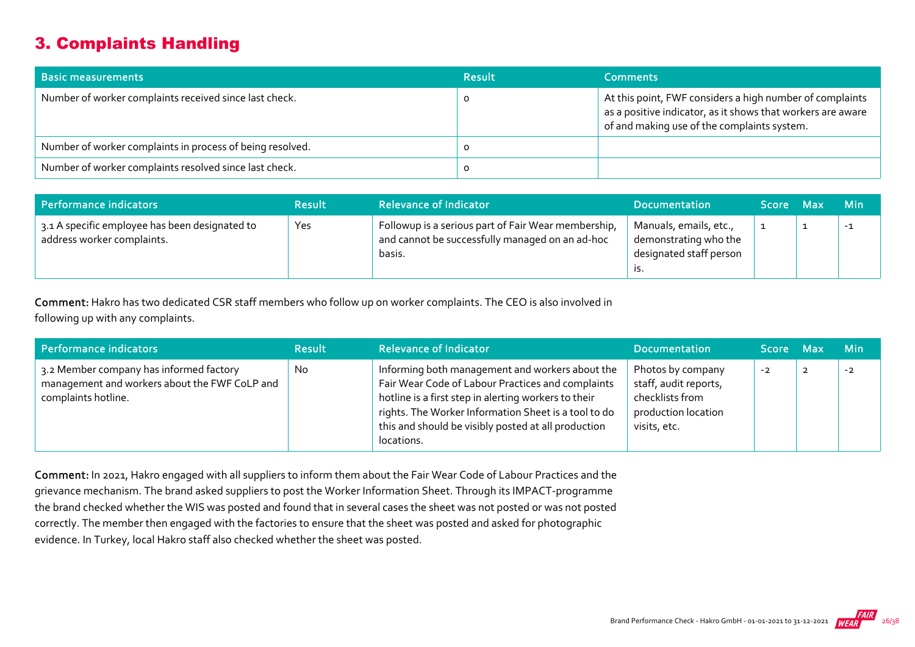## 3. Complaints Handling

| Basic measurements | Result | Comments |
|---|---|---|
| Number of worker complaints received since last check. | 0 | At this point, FWF considers a high number of complaints as a positive indicator, as it shows that workers are aware of and making use of the complaints system. |
| Number of worker complaints in process of being resolved. | 0 | |
| Number of worker complaints resolved since last check. | 0 | |

| Performance indicators | Result | Relevance of Indicator | Documentation | Score | Max | Min |
|---|---|---|---|---|---|---|
| 3.1 A specific employee has been designated to address worker complaints. | Yes | Followup is a serious part of Fair Wear membership, and cannot be successfully managed on an ad-hoc basis. | Manuals, emails, etc., demonstrating who the designated staff person is. | 1 | 1 | -1 |

**Comment:** Hakro has two dedicated CSR staff members who follow up on worker complaints. The CEO is also involved in following up with any complaints.

| Performance indicators | Result | Relevance of Indicator | Documentation | Score | Max | Min |
|---|---|---|---|---|---|---|
| 3.2 Member company has informed factory management and workers about the FWF CoLP and complaints hotline. | No | Informing both management and workers about the Fair Wear Code of Labour Practices and complaints hotline is a first step in alerting workers to their rights. The Worker Information Sheet is a tool to do this and should be visibly posted at all production locations. | Photos by company staff, audit reports, checklists from production location visits, etc. | -2 | 2 | -2 |

**Comment:** In 2021, Hakro engaged with all suppliers to inform them about the Fair Wear Code of Labour Practices and the grievance mechanism. The brand asked suppliers to post the Worker Information Sheet. Through its IMPACT-programme the brand checked whether the WIS was posted and found that in several cases the sheet was not posted or was not posted correctly. The member then engaged with the factories to ensure that the sheet was posted and asked for photographic evidence. In Turkey, local Hakro staff also checked whether the sheet was posted.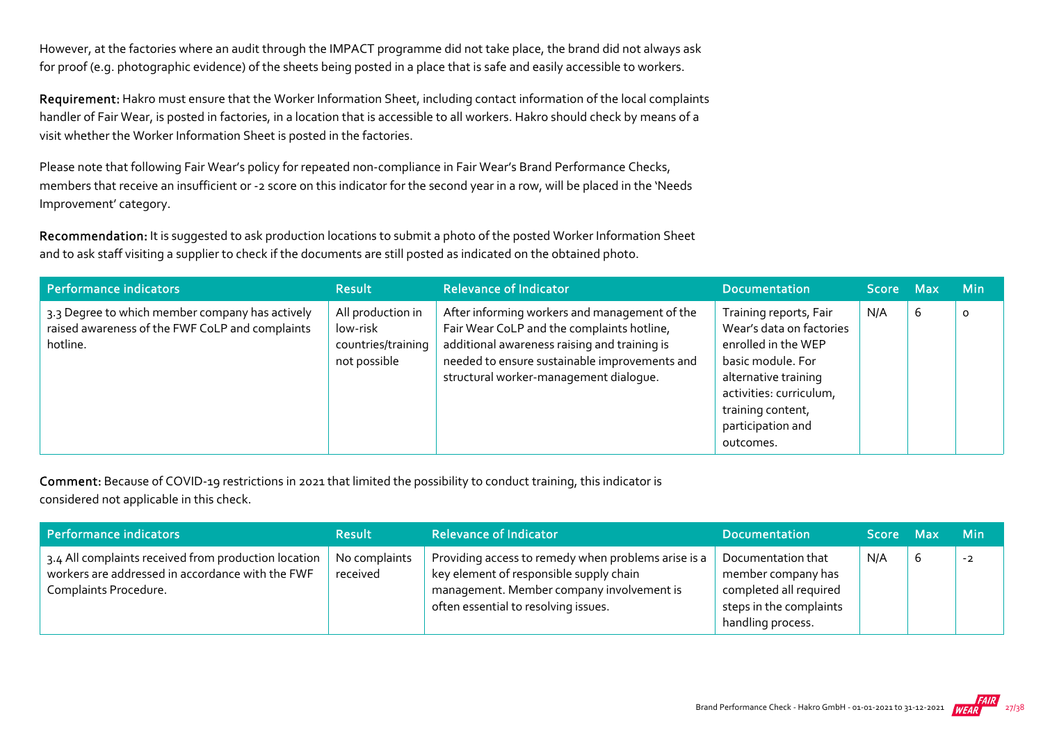However, at the factories where an audit through the IMPACT programme did not take place, the brand did not always ask for proof (e.g. photographic evidence) of the sheets being posted in a place that is safe and easily accessible to workers.

**Requirement:** Hakro must ensure that the Worker Information Sheet, including contact information of the local complaints handler of Fair Wear, is posted in factories, in a location that is accessible to all workers. Hakro should check by means of a visit whether the Worker Information Sheet is posted in the factories.

Please note that following Fair Wear's policy for repeated non-compliance in Fair Wear's Brand Performance Checks, members that receive an insufficient or -2 score on this indicator for the second year in a row, will be placed in the 'Needs Improvement' category.

**Recommendation:** It is suggested to ask production locations to submit a photo of the posted Worker Information Sheet and to ask staff visiting a supplier to check if the documents are still posted as indicated on the obtained photo.

| Performance indicators | Result | Relevance of Indicator | Documentation | Score | Max | Min |
|---|---|---|---|---|---|---|
| 3.3 Degree to which member company has actively raised awareness of the FWF CoLP and complaints hotline. | All production in low-risk countries/training not possible | After informing workers and management of the Fair Wear CoLP and the complaints hotline, additional awareness raising and training is needed to ensure sustainable improvements and structural worker-management dialogue. | Training reports, Fair Wear's data on factories enrolled in the WEP basic module. For alternative training activities: curriculum, training content, participation and outcomes. | N/A | 6 | 0 |

**Comment:** Because of COVID-19 restrictions in 2021 that limited the possibility to conduct training, this indicator is considered not applicable in this check.

| Performance indicators | Result | Relevance of Indicator | Documentation | Score | Max | Min |
|---|---|---|---|---|---|---|
| 3.4 All complaints received from production location workers are addressed in accordance with the FWF Complaints Procedure. | No complaints received | Providing access to remedy when problems arise is a key element of responsible supply chain management. Member company involvement is often essential to resolving issues. | Documentation that member company has completed all required steps in the complaints handling process. | N/A | 6 | -2 |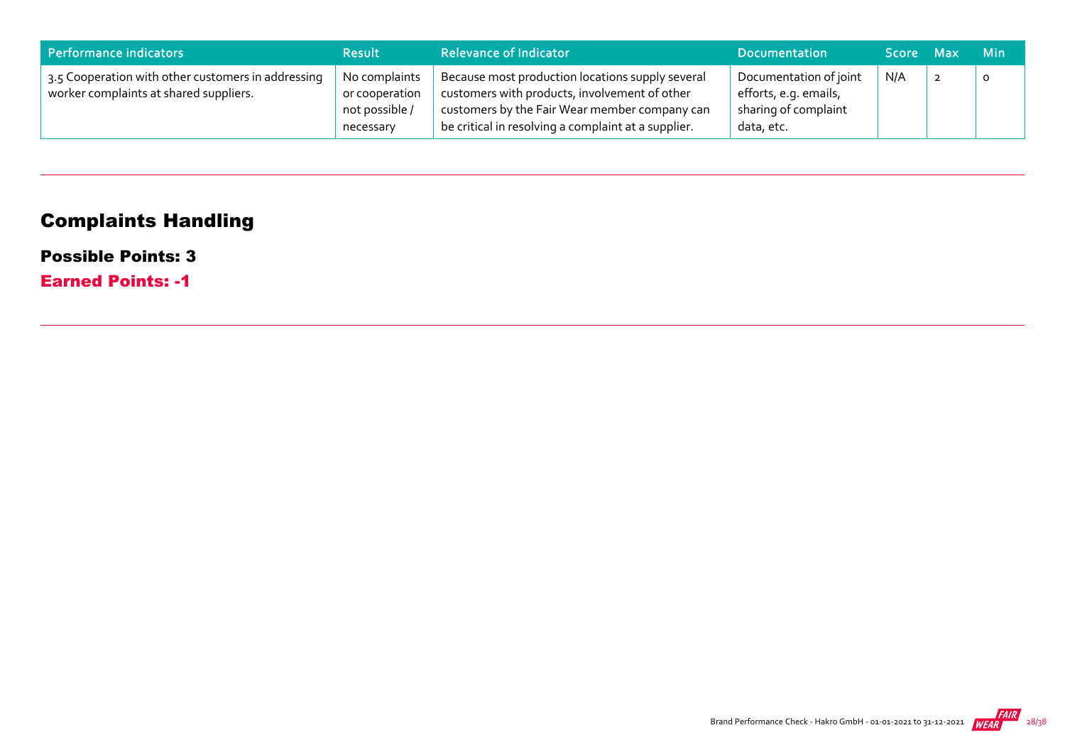| Performance indicators | Result | Relevance of Indicator | Documentation | Score | Max | Min |
|---|---|---|---|---|---|---|
| 3.5 Cooperation with other customers in addressing worker complaints at shared suppliers. | No complaints or cooperation not possible / necessary | Because most production locations supply several customers with products, involvement of other customers by the Fair Wear member company can be critical in resolving a complaint at a supplier. | Documentation of joint efforts, e.g. emails, sharing of complaint data, etc. | N/A | 2 | 0 |

## Complaints Handling

**Possible Points: 3**

**Earned Points: -1**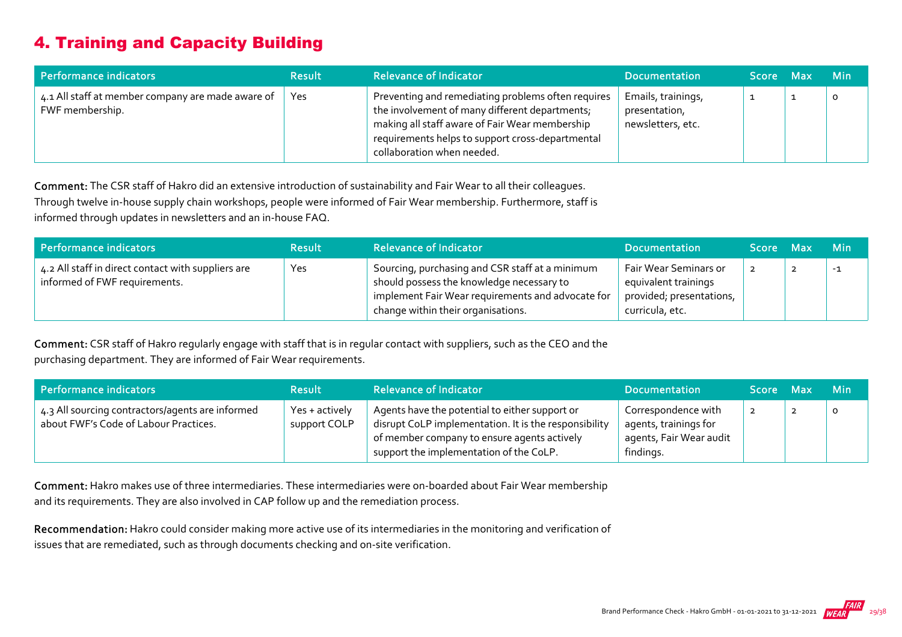# 4. Training and Capacity Building

| Performance indicators | Result | Relevance of Indicator | Documentation | Score | Max | Min |
|---|---|---|---|---|---|---|
| 4.1 All staff at member company are made aware of FWF membership. | Yes | Preventing and remediating problems often requires the involvement of many different departments; making all staff aware of Fair Wear membership requirements helps to support cross-departmental collaboration when needed. | Emails, trainings, presentation, newsletters, etc. | 1 | 1 | 0 |

**Comment:** The CSR staff of Hakro did an extensive introduction of sustainability and Fair Wear to all their colleagues. Through twelve in-house supply chain workshops, people were informed of Fair Wear membership. Furthermore, staff is informed through updates in newsletters and an in-house FAQ.

| Performance indicators | Result | Relevance of Indicator | Documentation | Score | Max | Min |
|---|---|---|---|---|---|---|
| 4.2 All staff in direct contact with suppliers are informed of FWF requirements. | Yes | Sourcing, purchasing and CSR staff at a minimum should possess the knowledge necessary to implement Fair Wear requirements and advocate for change within their organisations. | Fair Wear Seminars or equivalent trainings provided; presentations, curricula, etc. | 2 | 2 | -1 |

**Comment:** CSR staff of Hakro regularly engage with staff that is in regular contact with suppliers, such as the CEO and the purchasing department. They are informed of Fair Wear requirements.

| Performance indicators | Result | Relevance of Indicator | Documentation | Score | Max | Min |
|---|---|---|---|---|---|---|
| 4.3 All sourcing contractors/agents are informed about FWF's Code of Labour Practices. | Yes + actively support COLP | Agents have the potential to either support or disrupt CoLP implementation. It is the responsibility of member company to ensure agents actively support the implementation of the CoLP. | Correspondence with agents, trainings for agents, Fair Wear audit findings. | 2 | 2 | 0 |

**Comment:** Hakro makes use of three intermediaries. These intermediaries were on-boarded about Fair Wear membership and its requirements. They are also involved in CAP follow up and the remediation process.

**Recommendation:** Hakro could consider making more active use of its intermediaries in the monitoring and verification of issues that are remediated, such as through documents checking and on-site verification.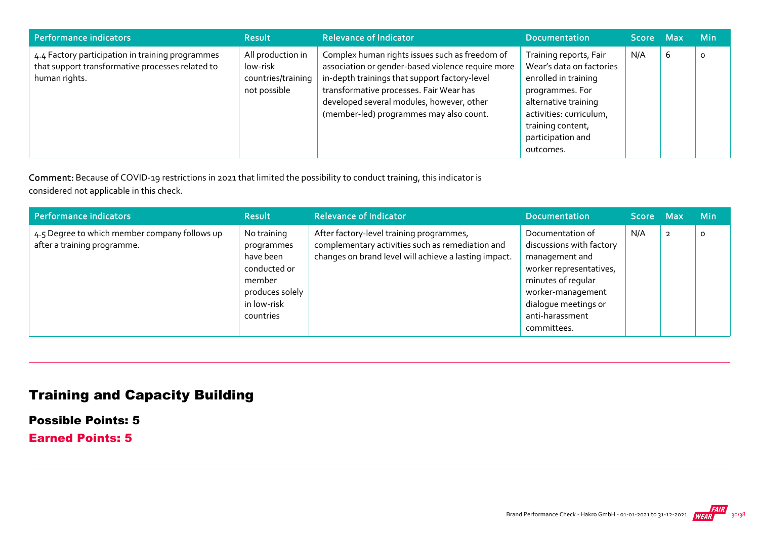| Performance indicators | Result | Relevance of Indicator | Documentation | Score | Max | Min |
|---|---|---|---|---|---|---|
| 4.4 Factory participation in training programmes that support transformative processes related to human rights. | All production in low-risk countries/training not possible | Complex human rights issues such as freedom of association or gender-based violence require more in-depth trainings that support factory-level transformative processes. Fair Wear has developed several modules, however, other (member-led) programmes may also count. | Training reports, Fair Wear's data on factories enrolled in training programmes. For alternative training activities: curriculum, training content, participation and outcomes. | N/A | 6 | 0 |

**Comment:** Because of COVID-19 restrictions in 2021 that limited the possibility to conduct training, this indicator is considered not applicable in this check.

| Performance indicators | Result | Relevance of Indicator | Documentation | Score | Max | Min |
|---|---|---|---|---|---|---|
| 4.5 Degree to which member company follows up after a training programme. | No training programmes have been conducted or member produces solely in low-risk countries | After factory-level training programmes, complementary activities such as remediation and changes on brand level will achieve a lasting impact. | Documentation of discussions with factory management and worker representatives, minutes of regular worker-management dialogue meetings or anti-harassment committees. | N/A | 2 | 0 |

## Training and Capacity Building

### Possible Points: 5

### Earned Points: 5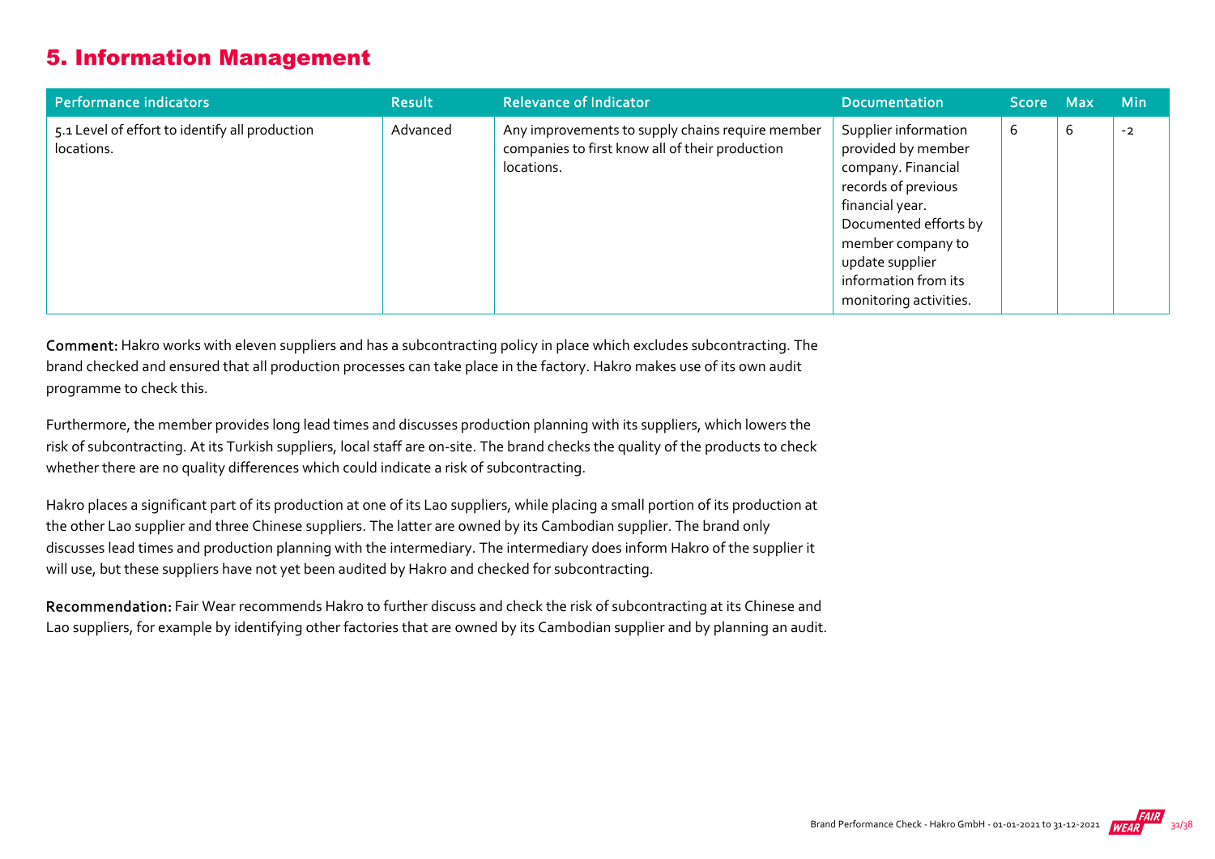## 5. Information Management

| Performance indicators | Result | Relevance of Indicator | Documentation | Score | Max | Min |
|---|---|---|---|---|---|---|
| 5.1 Level of effort to identify all production locations. | Advanced | Any improvements to supply chains require member companies to first know all of their production locations. | Supplier information provided by member company. Financial records of previous financial year. Documented efforts by member company to update supplier information from its monitoring activities. | 6 | 6 | -2 |

**Comment:** Hakro works with eleven suppliers and has a subcontracting policy in place which excludes subcontracting. The brand checked and ensured that all production processes can take place in the factory. Hakro makes use of its own audit programme to check this.

Furthermore, the member provides long lead times and discusses production planning with its suppliers, which lowers the risk of subcontracting. At its Turkish suppliers, local staff are on-site. The brand checks the quality of the products to check whether there are no quality differences which could indicate a risk of subcontracting.

Hakro places a significant part of its production at one of its Lao suppliers, while placing a small portion of its production at the other Lao supplier and three Chinese suppliers. The latter are owned by its Cambodian supplier. The brand only discusses lead times and production planning with the intermediary. The intermediary does inform Hakro of the supplier it will use, but these suppliers have not yet been audited by Hakro and checked for subcontracting.

**Recommendation:** Fair Wear recommends Hakro to further discuss and check the risk of subcontracting at its Chinese and Lao suppliers, for example by identifying other factories that are owned by its Cambodian supplier and by planning an audit.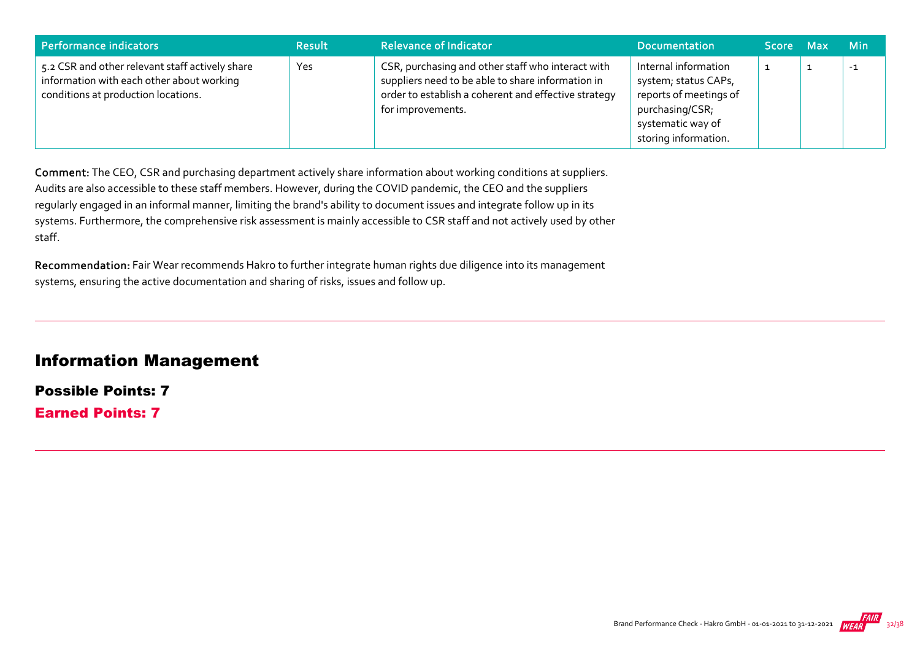| Performance indicators | Result | Relevance of Indicator | Documentation | Score | Max | Min |
|---|---|---|---|---|---|---|
| 5.2 CSR and other relevant staff actively share information with each other about working conditions at production locations. | Yes | CSR, purchasing and other staff who interact with suppliers need to be able to share information in order to establish a coherent and effective strategy for improvements. | Internal information system; status CAPs, reports of meetings of purchasing/CSR; systematic way of storing information. | 1 | 1 | -1 |

**Comment:** The CEO, CSR and purchasing department actively share information about working conditions at suppliers. Audits are also accessible to these staff members. However, during the COVID pandemic, the CEO and the suppliers regularly engaged in an informal manner, limiting the brand's ability to document issues and integrate follow up in its systems. Furthermore, the comprehensive risk assessment is mainly accessible to CSR staff and not actively used by other staff.

**Recommendation:** Fair Wear recommends Hakro to further integrate human rights due diligence into its management systems, ensuring the active documentation and sharing of risks, issues and follow up.

## Information Management

### Possible Points: 7

### Earned Points: 7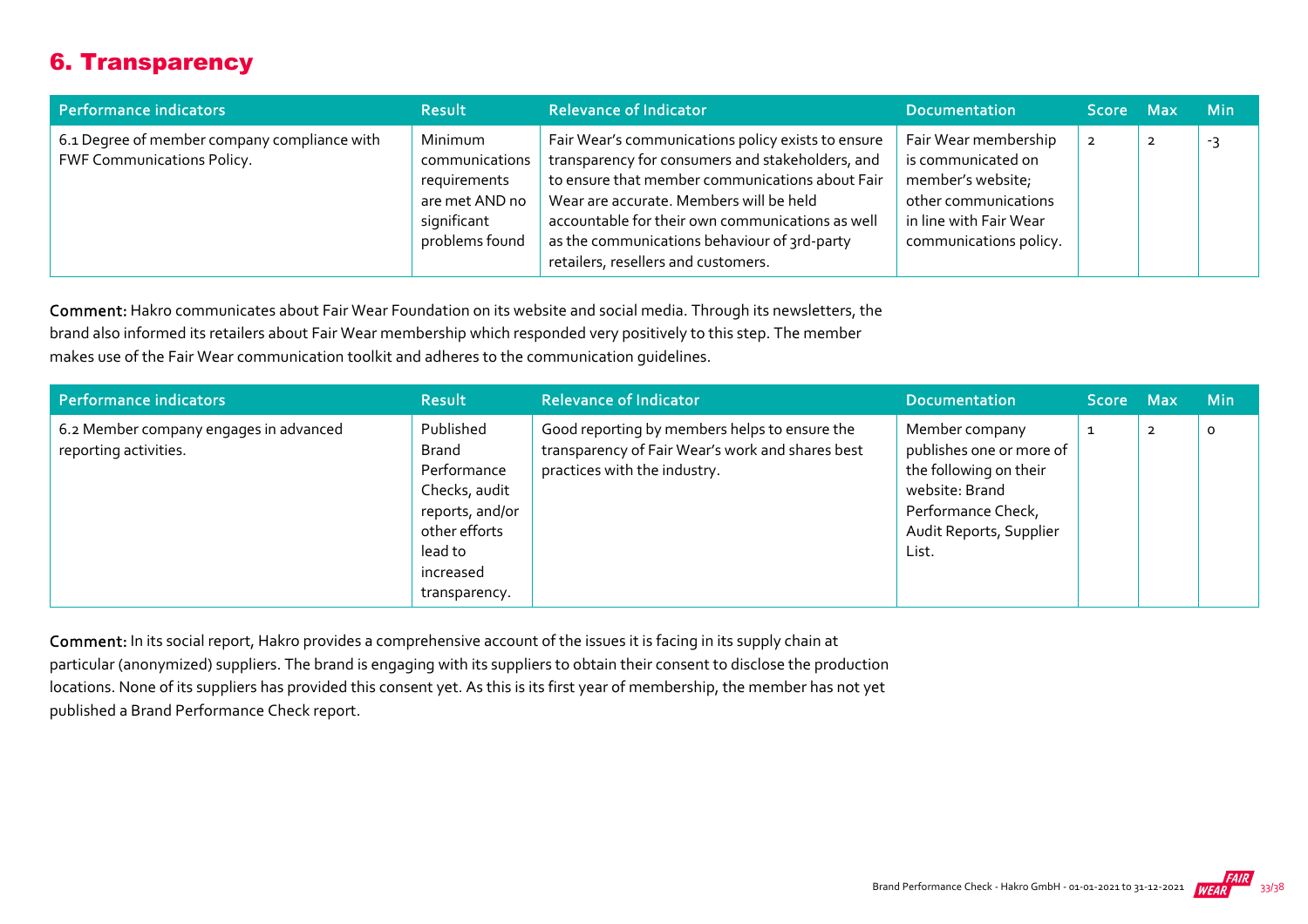## 6. Transparency

| Performance indicators | Result | Relevance of Indicator | Documentation | Score | Max | Min |
|---|---|---|---|---|---|---|
| 6.1 Degree of member company compliance with FWF Communications Policy. | Minimum communications requirements are met AND no significant problems found | Fair Wear's communications policy exists to ensure transparency for consumers and stakeholders, and to ensure that member communications about Fair Wear are accurate. Members will be held accountable for their own communications as well as the communications behaviour of 3rd-party retailers, resellers and customers. | Fair Wear membership is communicated on member's website; other communications in line with Fair Wear communications policy. | 2 | 2 | -3 |

**Comment:** Hakro communicates about Fair Wear Foundation on its website and social media. Through its newsletters, the brand also informed its retailers about Fair Wear membership which responded very positively to this step. The member makes use of the Fair Wear communication toolkit and adheres to the communication guidelines.

| Performance indicators | Result | Relevance of Indicator | Documentation | Score | Max | Min |
|---|---|---|---|---|---|---|
| 6.2 Member company engages in advanced reporting activities. | Published Brand Performance Checks, audit reports, and/or other efforts lead to increased transparency. | Good reporting by members helps to ensure the transparency of Fair Wear's work and shares best practices with the industry. | Member company publishes one or more of the following on their website: Brand Performance Check, Audit Reports, Supplier List. | 1 | 2 | 0 |

**Comment:** In its social report, Hakro provides a comprehensive account of the issues it is facing in its supply chain at particular (anonymized) suppliers. The brand is engaging with its suppliers to obtain their consent to disclose the production locations. None of its suppliers has provided this consent yet. As this is its first year of membership, the member has not yet published a Brand Performance Check report.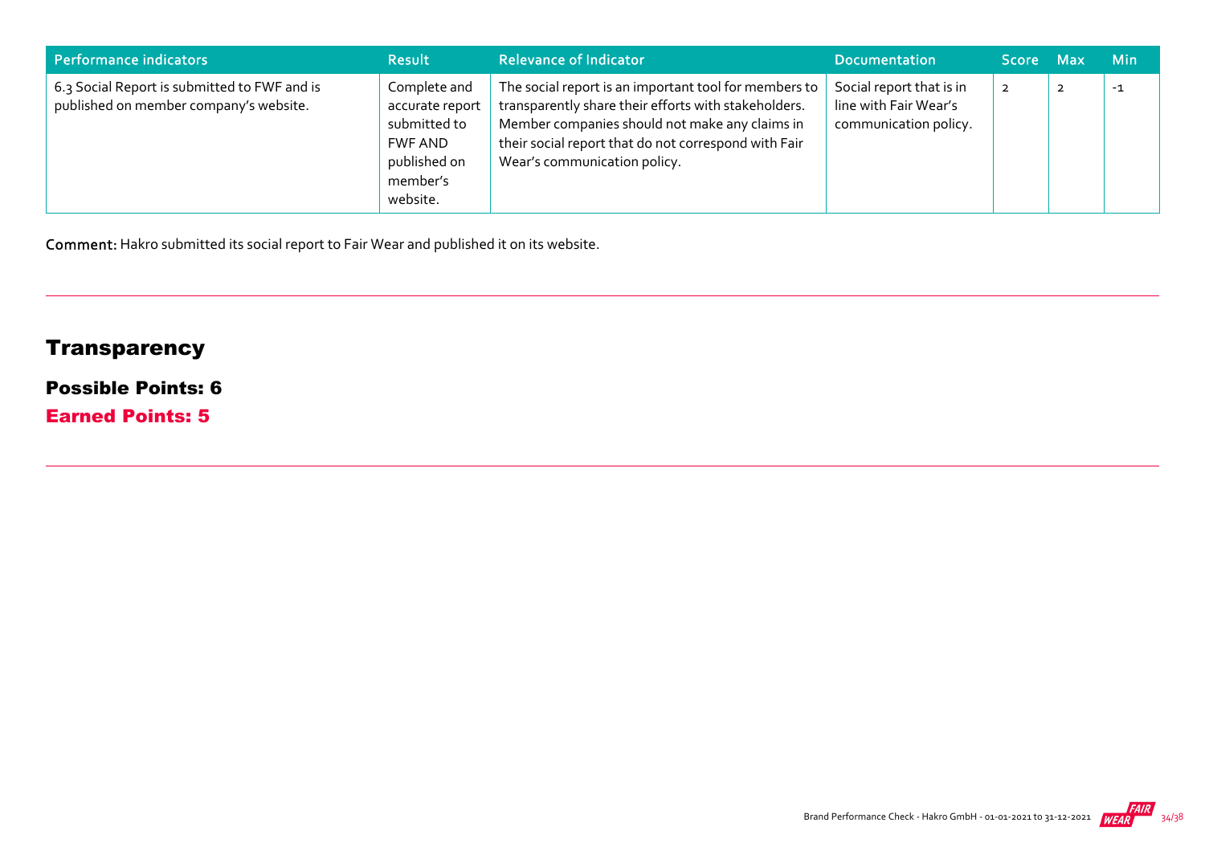| Performance indicators | Result | Relevance of Indicator | Documentation | Score | Max | Min |
| --- | --- | --- | --- | --- | --- | --- |
| 6.3 Social Report is submitted to FWF and is published on member company's website. | Complete and accurate report submitted to FWF AND published on member's website. | The social report is an important tool for members to transparently share their efforts with stakeholders. Member companies should not make any claims in their social report that do not correspond with Fair Wear's communication policy. | Social report that is in line with Fair Wear's communication policy. | 2 | 2 | -1 |

**Comment:** Hakro submitted its social report to Fair Wear and published it on its website.

## Transparency

### Possible Points: 6

### Earned Points: 5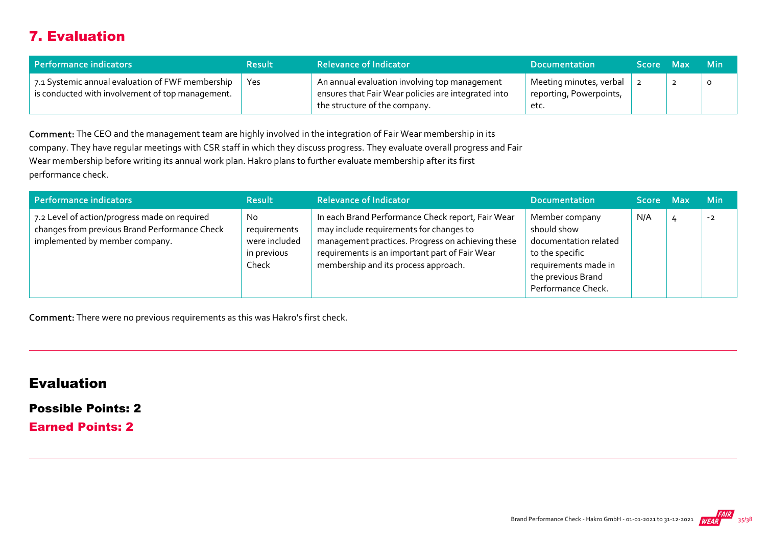## 7. Evaluation

| Performance indicators | Result | Relevance of Indicator | Documentation | Score | Max | Min |
|---|---|---|---|---|---|---|
| 7.1 Systemic annual evaluation of FWF membership is conducted with involvement of top management. | Yes | An annual evaluation involving top management ensures that Fair Wear policies are integrated into the structure of the company. | Meeting minutes, verbal reporting, Powerpoints, etc. | 2 | 2 | 0 |

**Comment:** The CEO and the management team are highly involved in the integration of Fair Wear membership in its company. They have regular meetings with CSR staff in which they discuss progress. They evaluate overall progress and Fair Wear membership before writing its annual work plan. Hakro plans to further evaluate membership after its first performance check.

| Performance indicators | Result | Relevance of Indicator | Documentation | Score | Max | Min |
|---|---|---|---|---|---|---|
| 7.2 Level of action/progress made on required changes from previous Brand Performance Check implemented by member company. | No requirements were included in previous Check | In each Brand Performance Check report, Fair Wear may include requirements for changes to management practices. Progress on achieving these requirements is an important part of Fair Wear membership and its process approach. | Member company should show documentation related to the specific requirements made in the previous Brand Performance Check. | N/A | 4 | -2 |

**Comment:** There were no previous requirements as this was Hakro's first check.

## Evaluation

**Possible Points: 2**

**Earned Points: 2**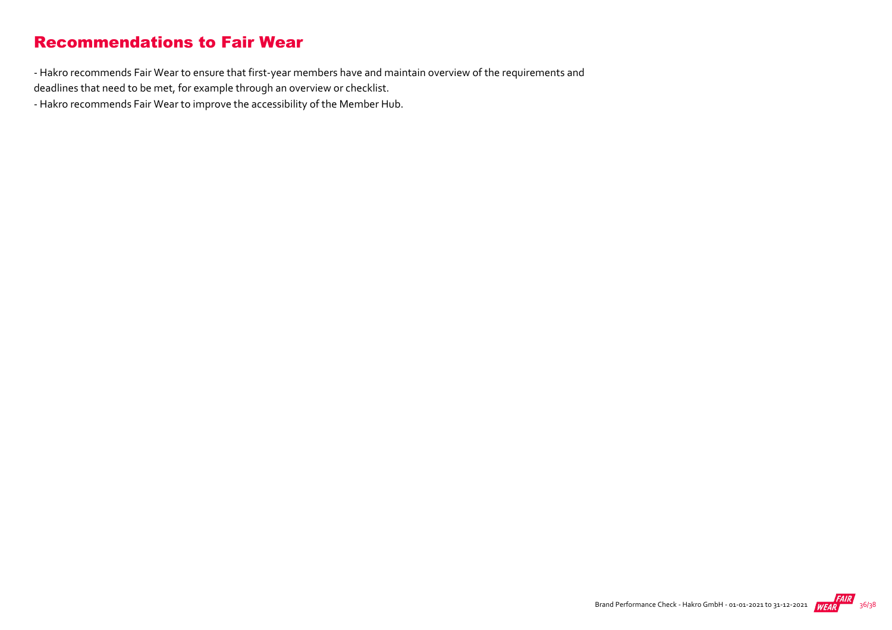## Recommendations to Fair Wear

- Hakro recommends Fair Wear to ensure that first-year members have and maintain overview of the requirements and deadlines that need to be met, for example through an overview or checklist.
- Hakro recommends Fair Wear to improve the accessibility of the Member Hub.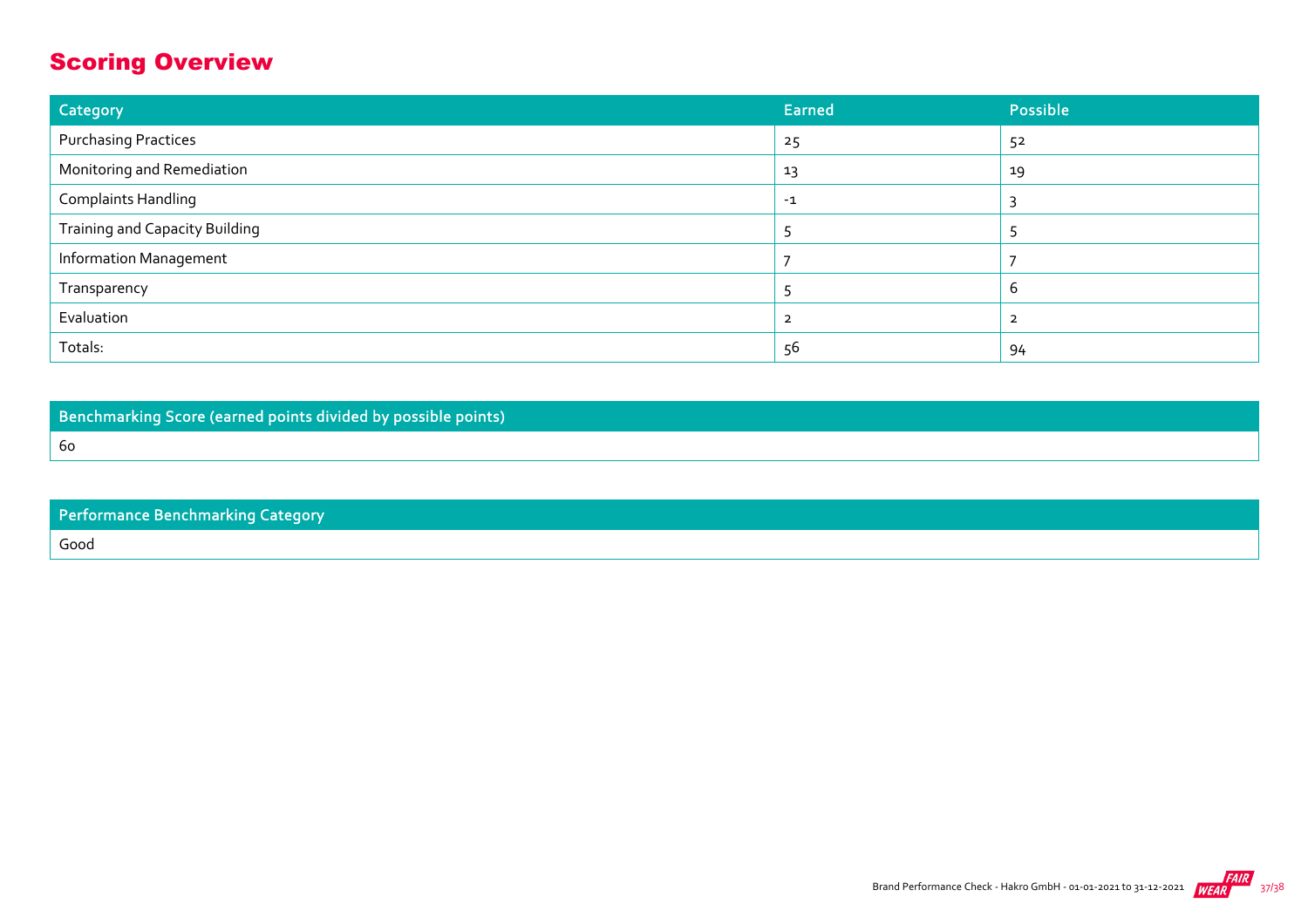## Scoring Overview

| Category | Earned | Possible |
| --- | --- | --- |
| Purchasing Practices | 25 | 52 |
| Monitoring and Remediation | 13 | 19 |
| Complaints Handling | -1 | 3 |
| Training and Capacity Building | 5 | 5 |
| Information Management | 7 | 7 |
| Transparency | 5 | 6 |
| Evaluation | 2 | 2 |
| Totals: | 56 | 94 |

| Benchmarking Score (earned points divided by possible points) |
| --- |
| 60 |

| Performance Benchmarking Category |
| --- |
| Good |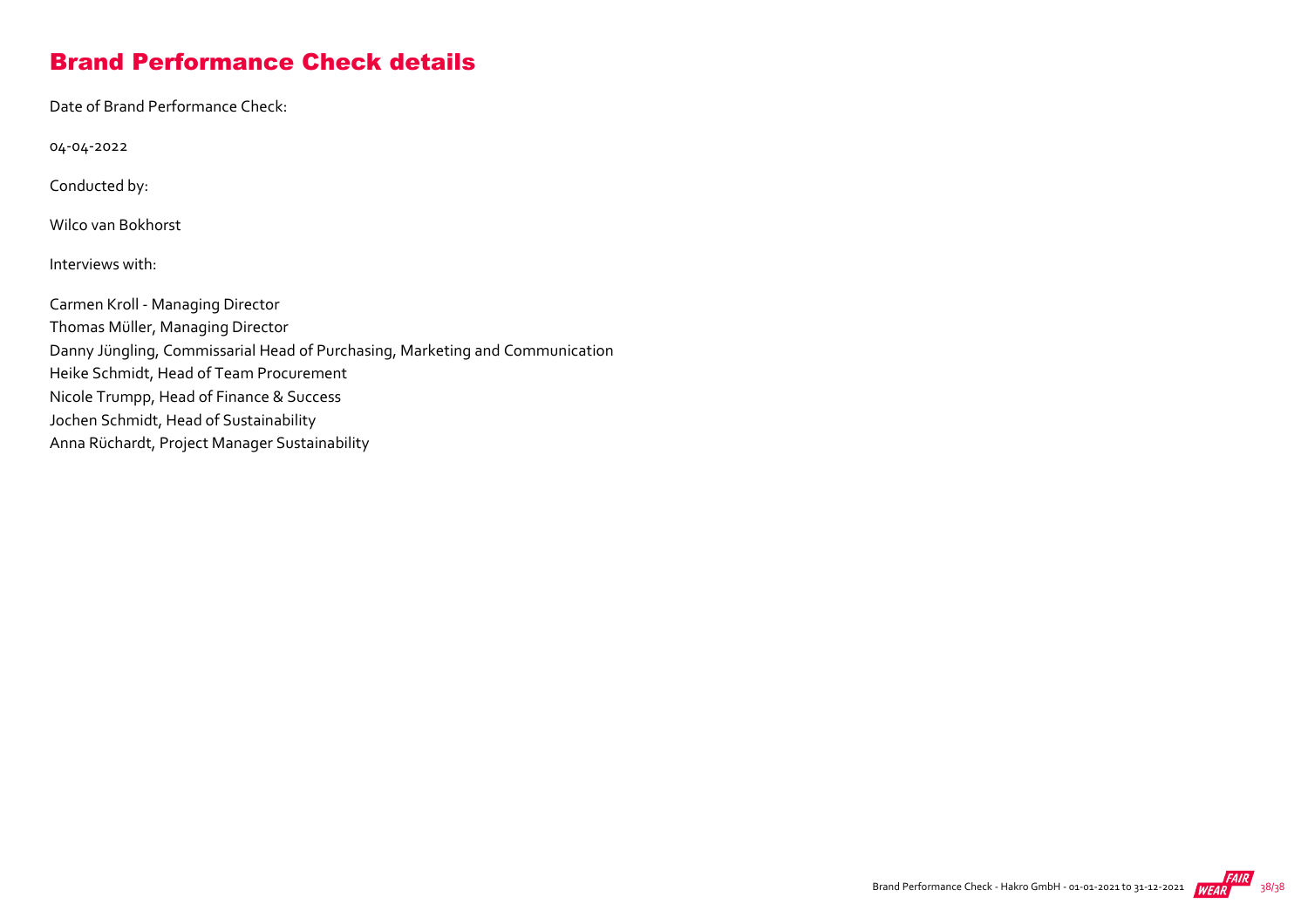# Brand Performance Check details

Date of Brand Performance Check:

04-04-2022

Conducted by:

Wilco van Bokhorst

Interviews with:

Carmen Kroll - Managing Director
Thomas Müller, Managing Director
Danny Jüngling, Commissarial Head of Purchasing, Marketing and Communication
Heike Schmidt, Head of Team Procurement
Nicole Trumpp, Head of Finance & Success
Jochen Schmidt, Head of Sustainability
Anna Rüchardt, Project Manager Sustainability